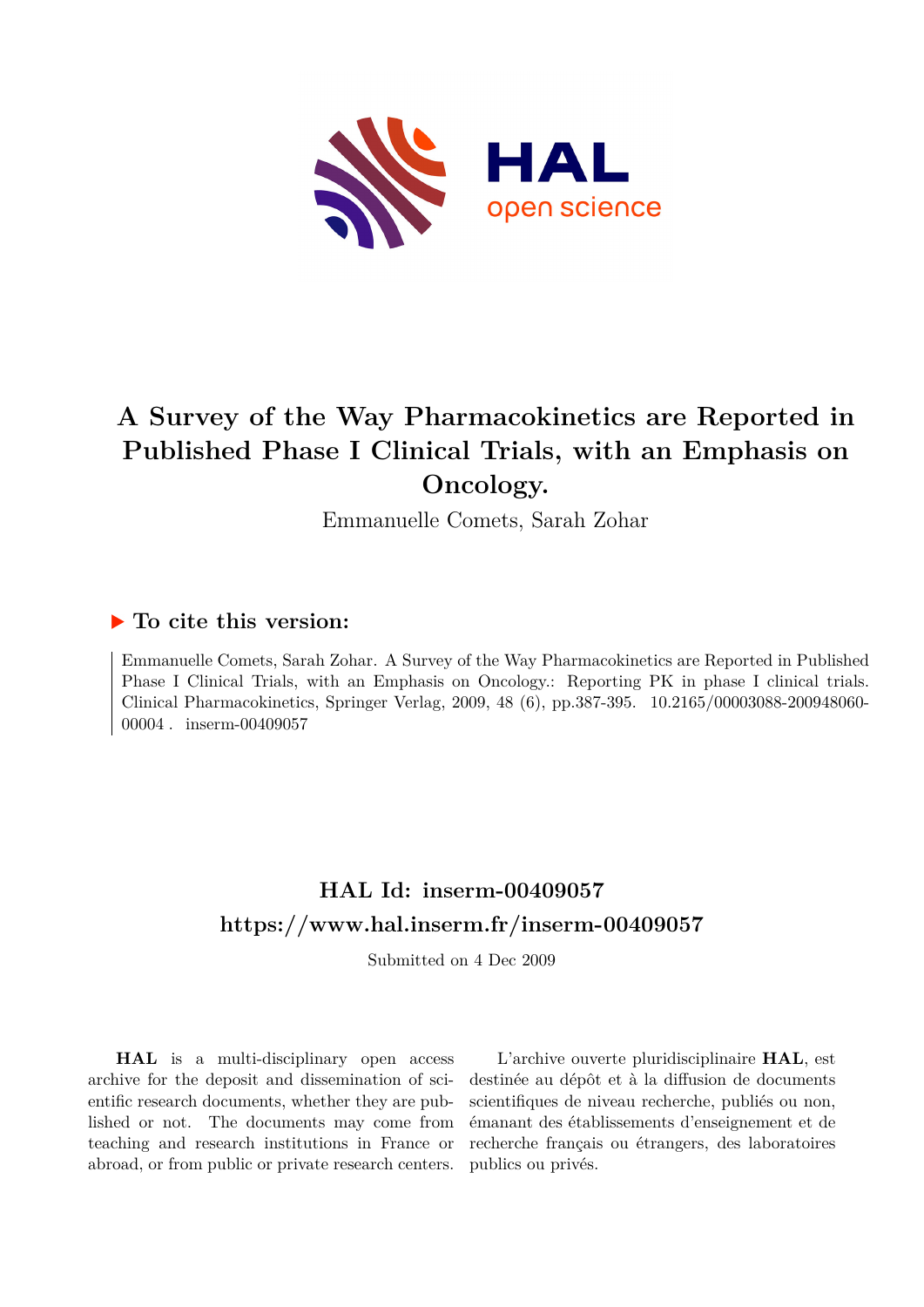# A Survey of the Way Pharmacokinetics are Reported in Published Phase I Clinical Trials, with an Emphasis on Oncology.

Emmanuelle Comets, Sarah Zohar

## ▶ To cite this version:

Emmanuelle Comets, Sarah Zohar. A Survey of the Way Pharmacokinetics are Reported in Published Phase I Clinical Trials, with an Emphasis on Oncology.: Reporting PK in phase I clinical trials. Clinical Pharmacokinetics, Springer Verlag, 2009, 48 (6), pp.387-395. 10.2165/00003088-200948060-00004 . inserm-00409057

## HAL Id: inserm-00409057

## https://www.hal.inserm.fr/inserm-00409057

Submitted on 4 Dec 2009

**HAL** is a multi-disciplinary open access archive for the deposit and dissemination of scientific research documents, whether they are published or not. The documents may come from teaching and research institutions in France or abroad, or from public or private research centers.

L'archive ouverte pluridisciplinaire **HAL**, est destinée au dépôt et à la diffusion de documents scientifiques de niveau recherche, publiés ou non, émanant des établissements d'enseignement et de recherche français ou étrangers, des laboratoires publics ou privés.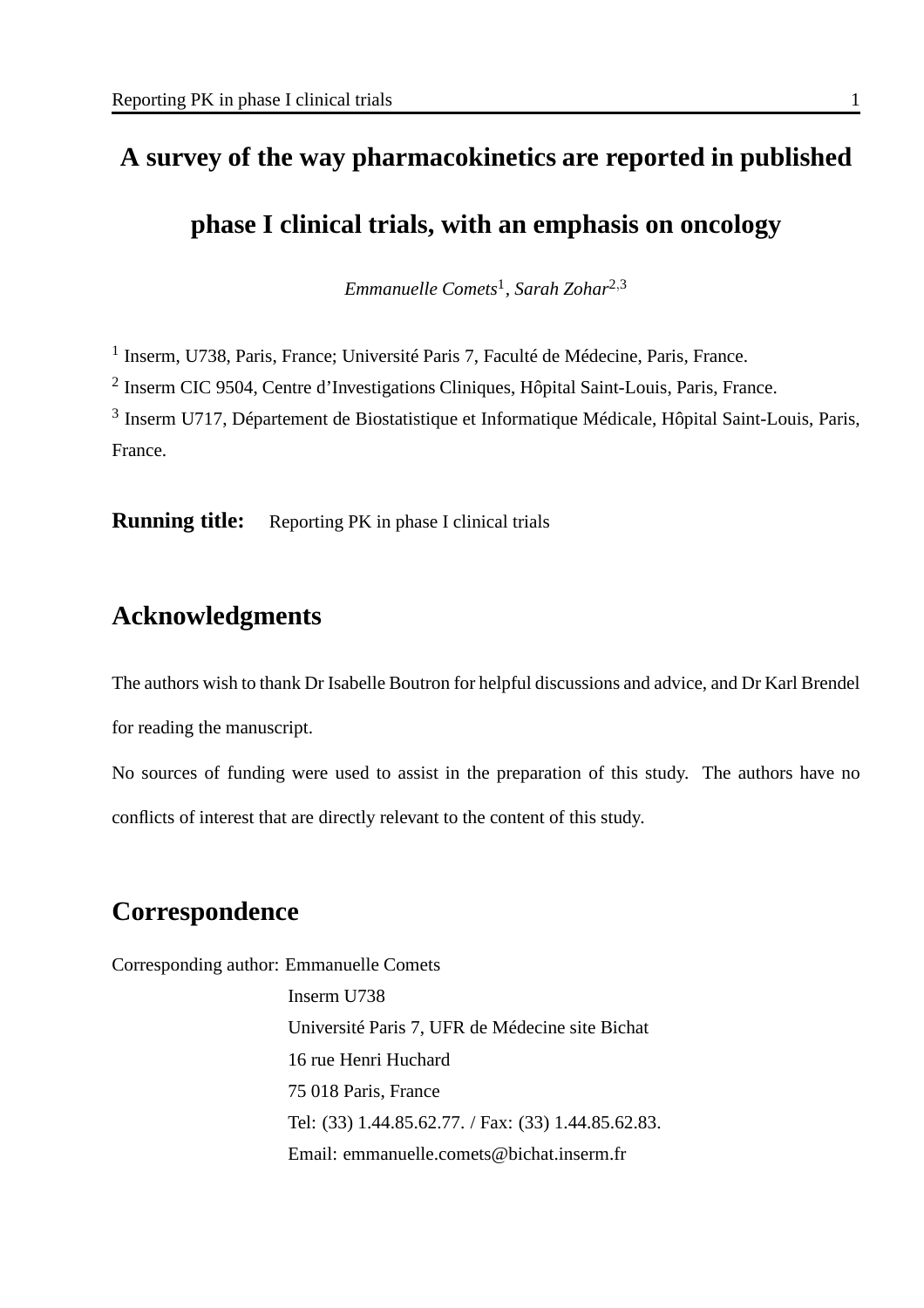# A survey of the way pharmacokinetics are reported in published phase I clinical trials, with an emphasis on oncology

*Emmanuelle Comets*[1], *Sarah Zohar*[2,3]

[1] Inserm, U738, Paris, France; Université Paris 7, Faculté de Médecine, Paris, France.
[2] Inserm CIC 9504, Centre d'Investigations Cliniques, Hôpital Saint-Louis, Paris, France.
[3] Inserm U717, Département de Biostatistique et Informatique Médicale, Hôpital Saint-Louis, Paris, France.

**Running title:** Reporting PK in phase I clinical trials

## Acknowledgments

The authors wish to thank Dr Isabelle Boutron for helpful discussions and advice, and Dr Karl Brendel for reading the manuscript.

No sources of funding were used to assist in the preparation of this study. The authors have no conflicts of interest that are directly relevant to the content of this study.

## Correspondence

Corresponding author: Emmanuelle Comets
Inserm U738
Université Paris 7, UFR de Médecine site Bichat
16 rue Henri Huchard
75 018 Paris, France
Tel: (33) 1.44.85.62.77. / Fax: (33) 1.44.85.62.83.
Email: emmanuelle.comets@bichat.inserm.fr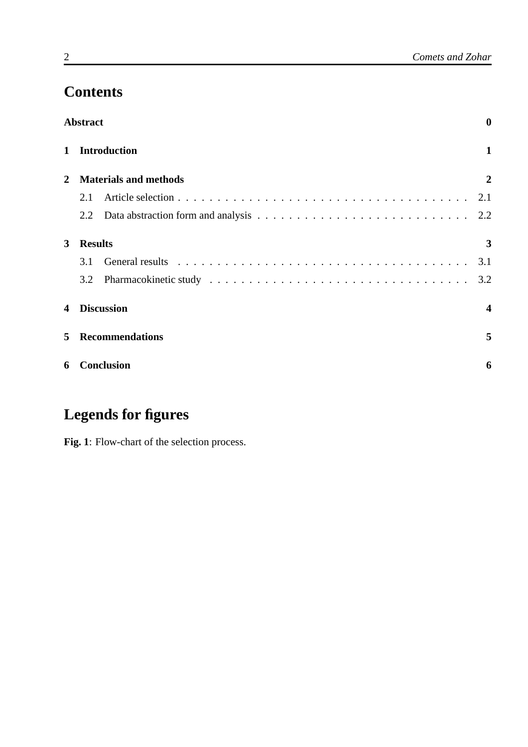# Contents

**Abstract** **0**

**1 Introduction** **1**

**2 Materials and methods** **2**

- 2.1 Article selection . . . . . . . . . . . . . . . . . . . . . . . . . . . . . . . . . . . . . . 2.1
- 2.2 Data abstraction form and analysis . . . . . . . . . . . . . . . . . . . . . . . . . . 2.2

**3 Results** **3**

- 3.1 General results . . . . . . . . . . . . . . . . . . . . . . . . . . . . . . . . . . . . . . 3.1
- 3.2 Pharmacokinetic study . . . . . . . . . . . . . . . . . . . . . . . . . . . . . . . . . 3.2

**4 Discussion** **4**

**5 Recommendations** **5**

**6 Conclusion** **6**

# Legends for figures

**Fig. 1**: Flow-chart of the selection process.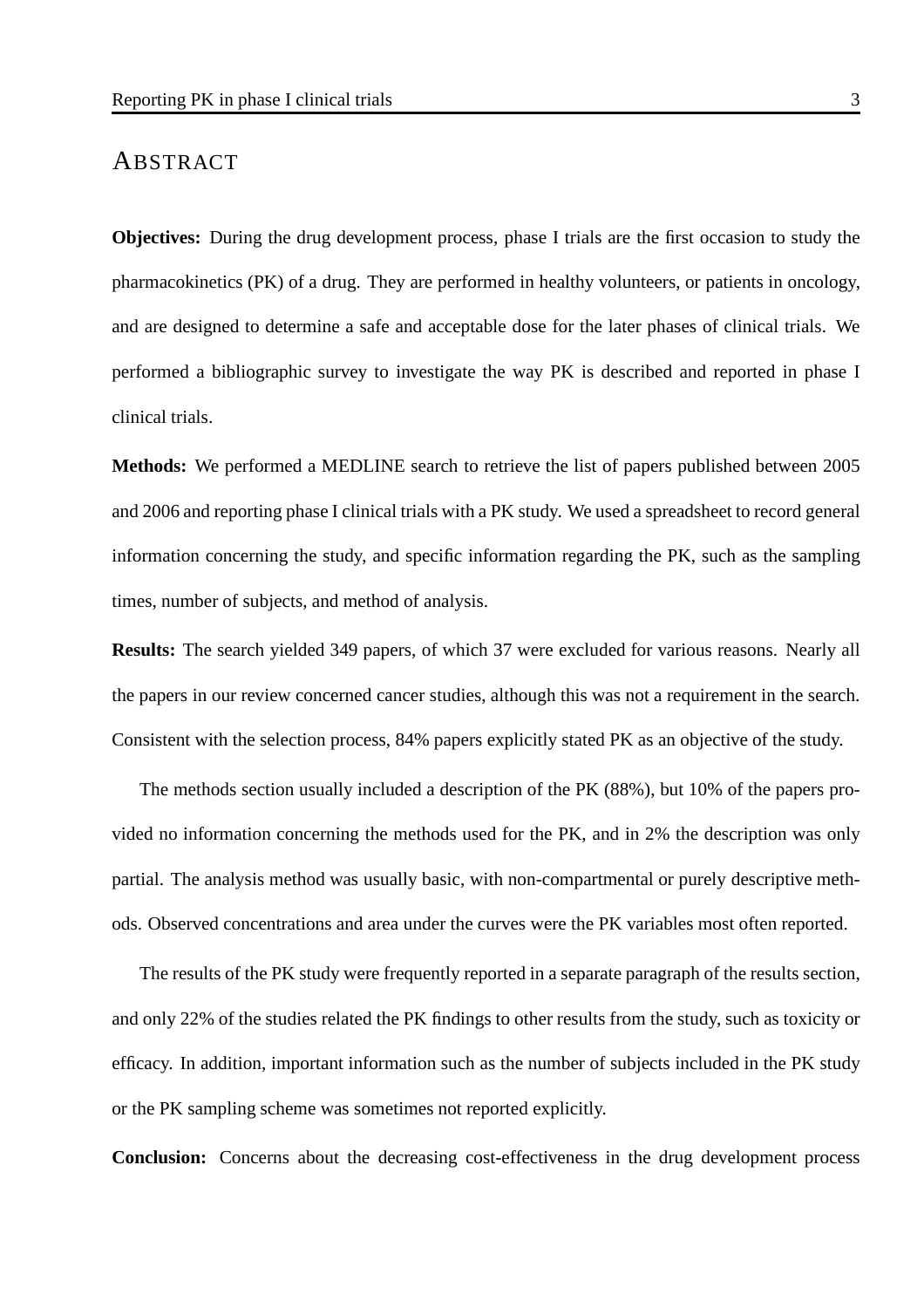# Abstract

**Objectives:** During the drug development process, phase I trials are the first occasion to study the pharmacokinetics (PK) of a drug. They are performed in healthy volunteers, or patients in oncology, and are designed to determine a safe and acceptable dose for the later phases of clinical trials. We performed a bibliographic survey to investigate the way PK is described and reported in phase I clinical trials.

**Methods:** We performed a MEDLINE search to retrieve the list of papers published between 2005 and 2006 and reporting phase I clinical trials with a PK study. We used a spreadsheet to record general information concerning the study, and specific information regarding the PK, such as the sampling times, number of subjects, and method of analysis.

**Results:** The search yielded 349 papers, of which 37 were excluded for various reasons. Nearly all the papers in our review concerned cancer studies, although this was not a requirement in the search. Consistent with the selection process, 84% papers explicitly stated PK as an objective of the study.

The methods section usually included a description of the PK (88%), but 10% of the papers provided no information concerning the methods used for the PK, and in 2% the description was only partial. The analysis method was usually basic, with non-compartmental or purely descriptive methods. Observed concentrations and area under the curves were the PK variables most often reported.

The results of the PK study were frequently reported in a separate paragraph of the results section, and only 22% of the studies related the PK findings to other results from the study, such as toxicity or efficacy. In addition, important information such as the number of subjects included in the PK study or the PK sampling scheme was sometimes not reported explicitly.

**Conclusion:** Concerns about the decreasing cost-effectiveness in the drug development process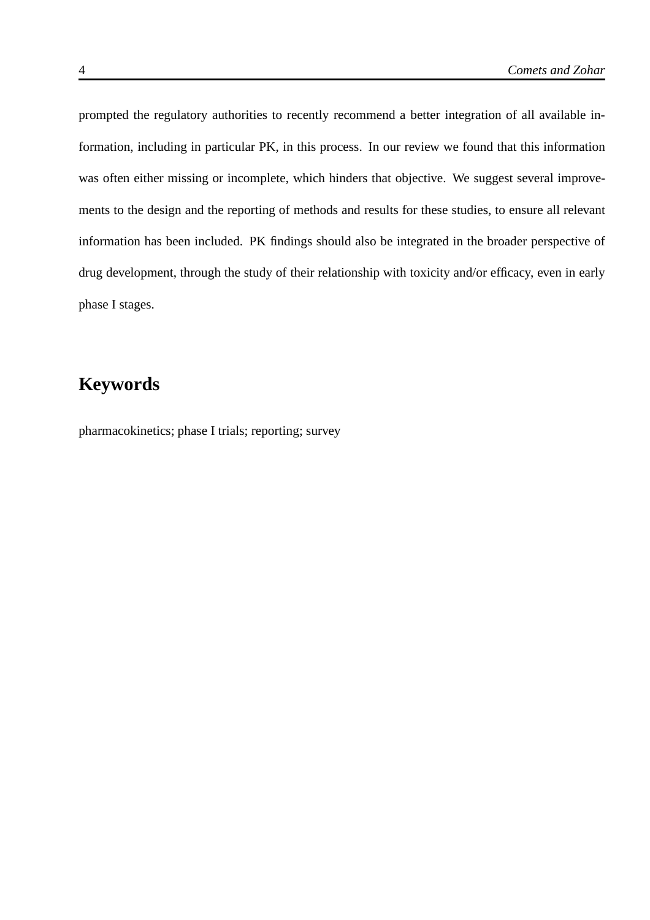prompted the regulatory authorities to recently recommend a better integration of all available information, including in particular PK, in this process. In our review we found that this information was often either missing or incomplete, which hinders that objective. We suggest several improvements to the design and the reporting of methods and results for these studies, to ensure all relevant information has been included. PK findings should also be integrated in the broader perspective of drug development, through the study of their relationship with toxicity and/or efficacy, even in early phase I stages.

## Keywords

pharmacokinetics; phase I trials; reporting; survey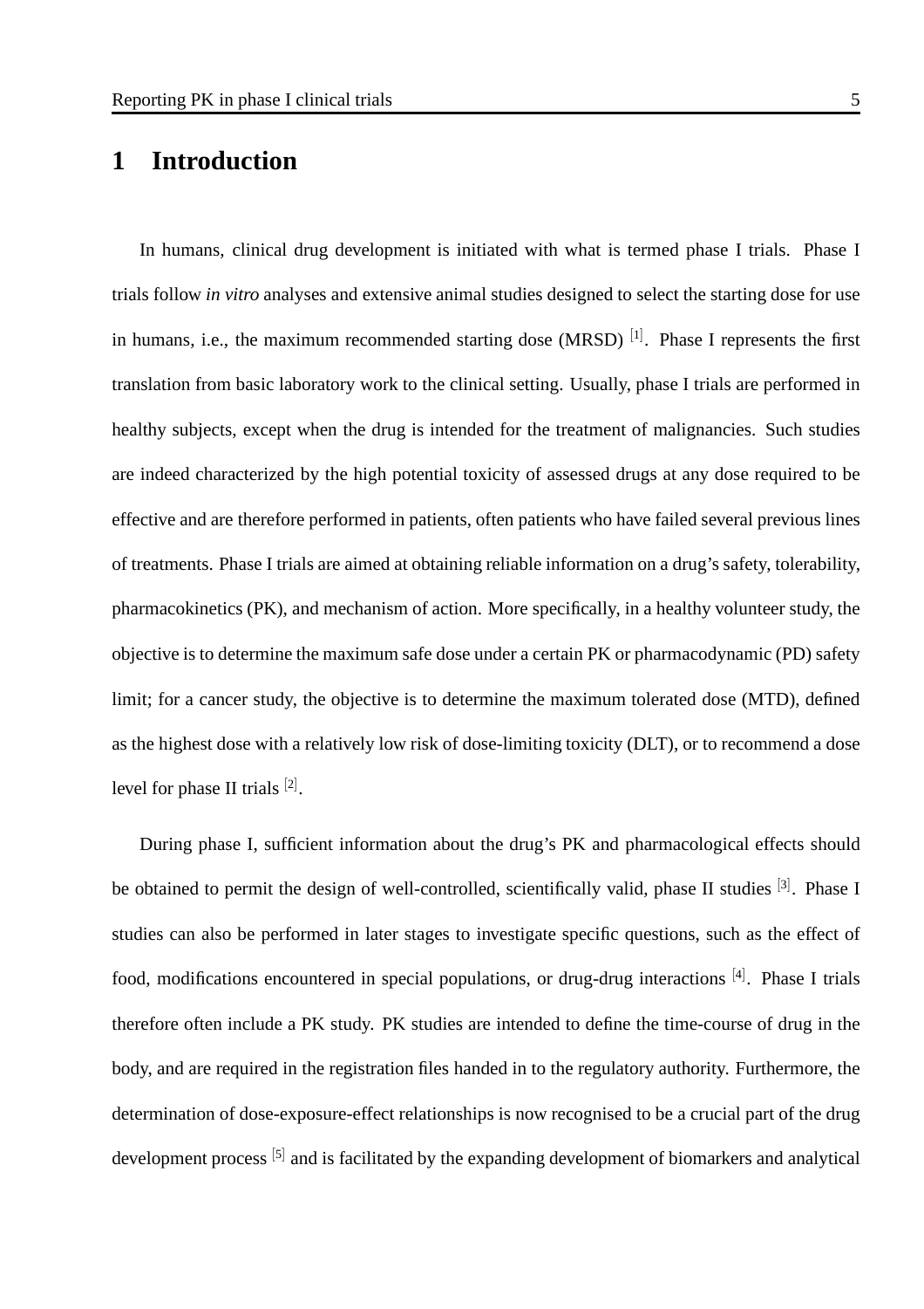# 1 Introduction

In humans, clinical drug development is initiated with what is termed phase I trials. Phase I trials follow *in vitro* analyses and extensive animal studies designed to select the starting dose for use in humans, i.e., the maximum recommended starting dose (MRSD) [1]. Phase I represents the first translation from basic laboratory work to the clinical setting. Usually, phase I trials are performed in healthy subjects, except when the drug is intended for the treatment of malignancies. Such studies are indeed characterized by the high potential toxicity of assessed drugs at any dose required to be effective and are therefore performed in patients, often patients who have failed several previous lines of treatments. Phase I trials are aimed at obtaining reliable information on a drug's safety, tolerability, pharmacokinetics (PK), and mechanism of action. More specifically, in a healthy volunteer study, the objective is to determine the maximum safe dose under a certain PK or pharmacodynamic (PD) safety limit; for a cancer study, the objective is to determine the maximum tolerated dose (MTD), defined as the highest dose with a relatively low risk of dose-limiting toxicity (DLT), or to recommend a dose level for phase II trials [2].

During phase I, sufficient information about the drug's PK and pharmacological effects should be obtained to permit the design of well-controlled, scientifically valid, phase II studies [3]. Phase I studies can also be performed in later stages to investigate specific questions, such as the effect of food, modifications encountered in special populations, or drug-drug interactions [4]. Phase I trials therefore often include a PK study. PK studies are intended to define the time-course of drug in the body, and are required in the registration files handed in to the regulatory authority. Furthermore, the determination of dose-exposure-effect relationships is now recognised to be a crucial part of the drug development process [5] and is facilitated by the expanding development of biomarkers and analytical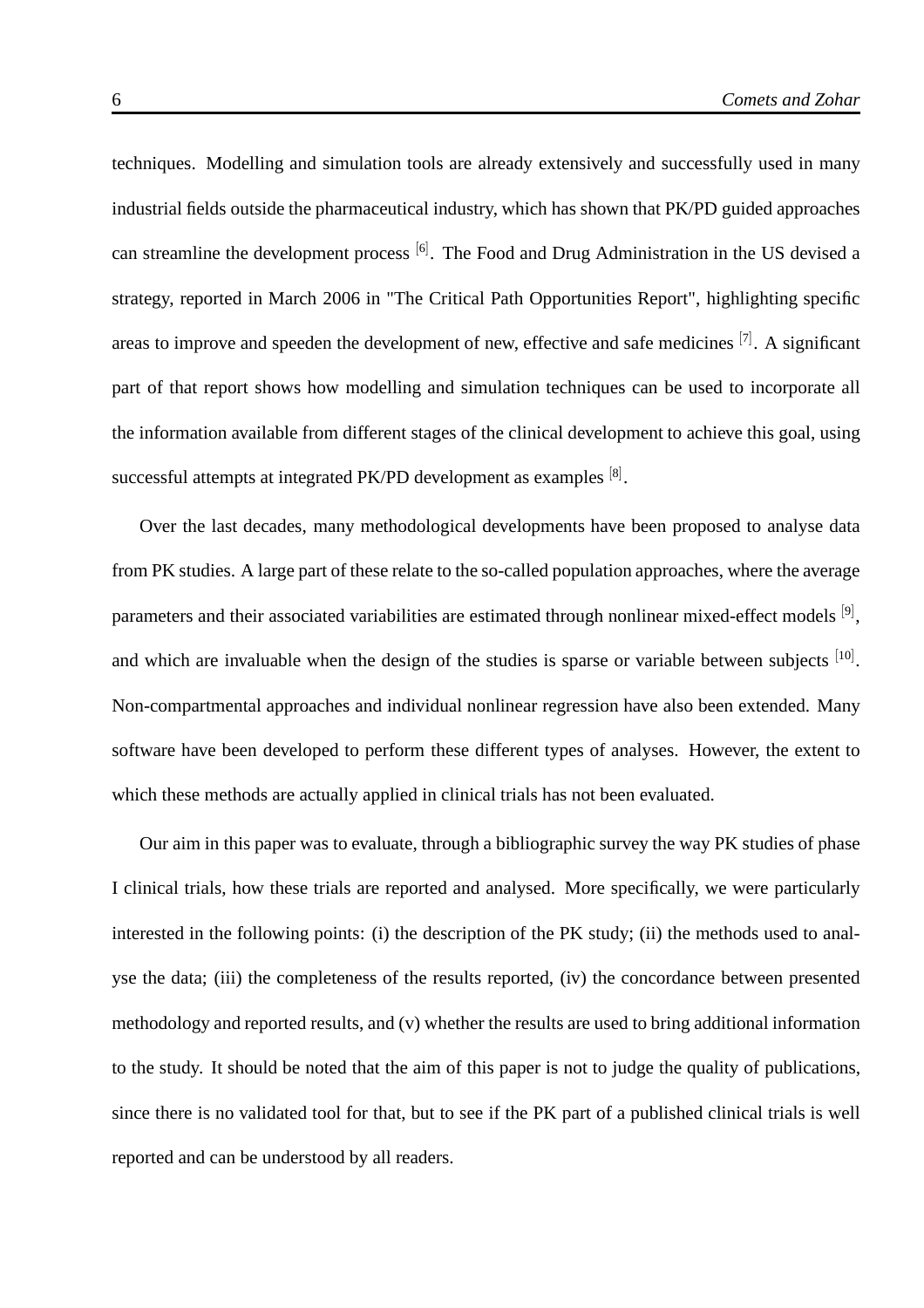techniques. Modelling and simulation tools are already extensively and successfully used in many industrial fields outside the pharmaceutical industry, which has shown that PK/PD guided approaches can streamline the development process [6]. The Food and Drug Administration in the US devised a strategy, reported in March 2006 in "The Critical Path Opportunities Report", highlighting specific areas to improve and speeden the development of new, effective and safe medicines [7]. A significant part of that report shows how modelling and simulation techniques can be used to incorporate all the information available from different stages of the clinical development to achieve this goal, using successful attempts at integrated PK/PD development as examples [8].

Over the last decades, many methodological developments have been proposed to analyse data from PK studies. A large part of these relate to the so-called population approaches, where the average parameters and their associated variabilities are estimated through nonlinear mixed-effect models [9], and which are invaluable when the design of the studies is sparse or variable between subjects [10]. Non-compartmental approaches and individual nonlinear regression have also been extended. Many software have been developed to perform these different types of analyses. However, the extent to which these methods are actually applied in clinical trials has not been evaluated.

Our aim in this paper was to evaluate, through a bibliographic survey the way PK studies of phase I clinical trials, how these trials are reported and analysed. More specifically, we were particularly interested in the following points: (i) the description of the PK study; (ii) the methods used to analyse the data; (iii) the completeness of the results reported, (iv) the concordance between presented methodology and reported results, and (v) whether the results are used to bring additional information to the study. It should be noted that the aim of this paper is not to judge the quality of publications, since there is no validated tool for that, but to see if the PK part of a published clinical trials is well reported and can be understood by all readers.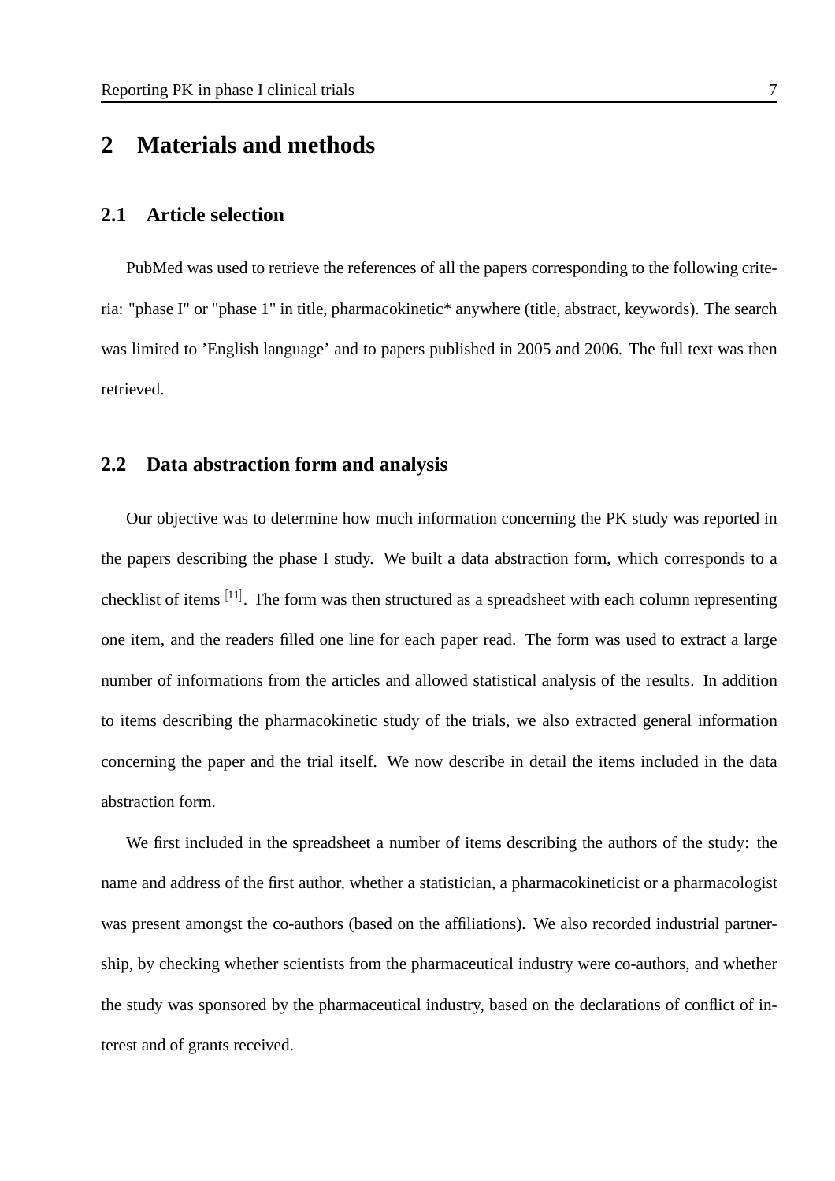# 2 Materials and methods

## 2.1 Article selection

PubMed was used to retrieve the references of all the papers corresponding to the following criteria: "phase I" or "phase 1" in title, pharmacokinetic* anywhere (title, abstract, keywords). The search was limited to 'English language' and to papers published in 2005 and 2006. The full text was then retrieved.

## 2.2 Data abstraction form and analysis

Our objective was to determine how much information concerning the PK study was reported in the papers describing the phase I study. We built a data abstraction form, which corresponds to a checklist of items [11]. The form was then structured as a spreadsheet with each column representing one item, and the readers filled one line for each paper read. The form was used to extract a large number of informations from the articles and allowed statistical analysis of the results. In addition to items describing the pharmacokinetic study of the trials, we also extracted general information concerning the paper and the trial itself. We now describe in detail the items included in the data abstraction form.

We first included in the spreadsheet a number of items describing the authors of the study: the name and address of the first author, whether a statistician, a pharmacokineticist or a pharmacologist was present amongst the co-authors (based on the affiliations). We also recorded industrial partnership, by checking whether scientists from the pharmaceutical industry were co-authors, and whether the study was sponsored by the pharmaceutical industry, based on the declarations of conflict of interest and of grants received.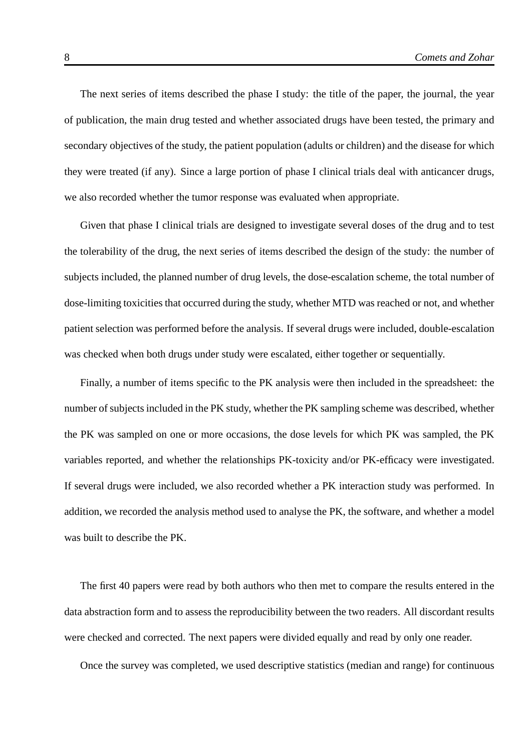The next series of items described the phase I study: the title of the paper, the journal, the year of publication, the main drug tested and whether associated drugs have been tested, the primary and secondary objectives of the study, the patient population (adults or children) and the disease for which they were treated (if any). Since a large portion of phase I clinical trials deal with anticancer drugs, we also recorded whether the tumor response was evaluated when appropriate.

Given that phase I clinical trials are designed to investigate several doses of the drug and to test the tolerability of the drug, the next series of items described the design of the study: the number of subjects included, the planned number of drug levels, the dose-escalation scheme, the total number of dose-limiting toxicities that occurred during the study, whether MTD was reached or not, and whether patient selection was performed before the analysis. If several drugs were included, double-escalation was checked when both drugs under study were escalated, either together or sequentially.

Finally, a number of items specific to the PK analysis were then included in the spreadsheet: the number of subjects included in the PK study, whether the PK sampling scheme was described, whether the PK was sampled on one or more occasions, the dose levels for which PK was sampled, the PK variables reported, and whether the relationships PK-toxicity and/or PK-efficacy were investigated. If several drugs were included, we also recorded whether a PK interaction study was performed. In addition, we recorded the analysis method used to analyse the PK, the software, and whether a model was built to describe the PK.

The first 40 papers were read by both authors who then met to compare the results entered in the data abstraction form and to assess the reproducibility between the two readers. All discordant results were checked and corrected. The next papers were divided equally and read by only one reader.

Once the survey was completed, we used descriptive statistics (median and range) for continuous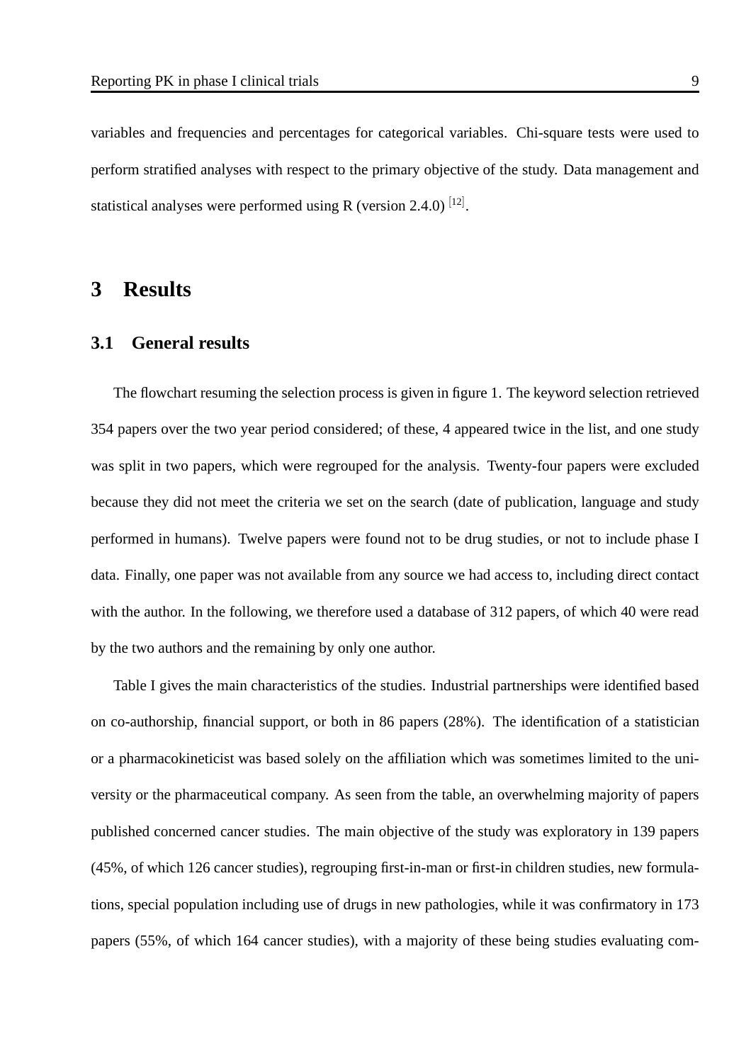variables and frequencies and percentages for categorical variables. Chi-square tests were used to perform stratified analyses with respect to the primary objective of the study. Data management and statistical analyses were performed using R (version 2.4.0) [12].

# 3 Results

## 3.1 General results

The flowchart resuming the selection process is given in figure 1. The keyword selection retrieved 354 papers over the two year period considered; of these, 4 appeared twice in the list, and one study was split in two papers, which were regrouped for the analysis. Twenty-four papers were excluded because they did not meet the criteria we set on the search (date of publication, language and study performed in humans). Twelve papers were found not to be drug studies, or not to include phase I data. Finally, one paper was not available from any source we had access to, including direct contact with the author. In the following, we therefore used a database of 312 papers, of which 40 were read by the two authors and the remaining by only one author.

Table I gives the main characteristics of the studies. Industrial partnerships were identified based on co-authorship, financial support, or both in 86 papers (28%). The identification of a statistician or a pharmacokineticist was based solely on the affiliation which was sometimes limited to the university or the pharmaceutical company. As seen from the table, an overwhelming majority of papers published concerned cancer studies. The main objective of the study was exploratory in 139 papers (45%, of which 126 cancer studies), regrouping first-in-man or first-in children studies, new formulations, special population including use of drugs in new pathologies, while it was confirmatory in 173 papers (55%, of which 164 cancer studies), with a majority of these being studies evaluating com-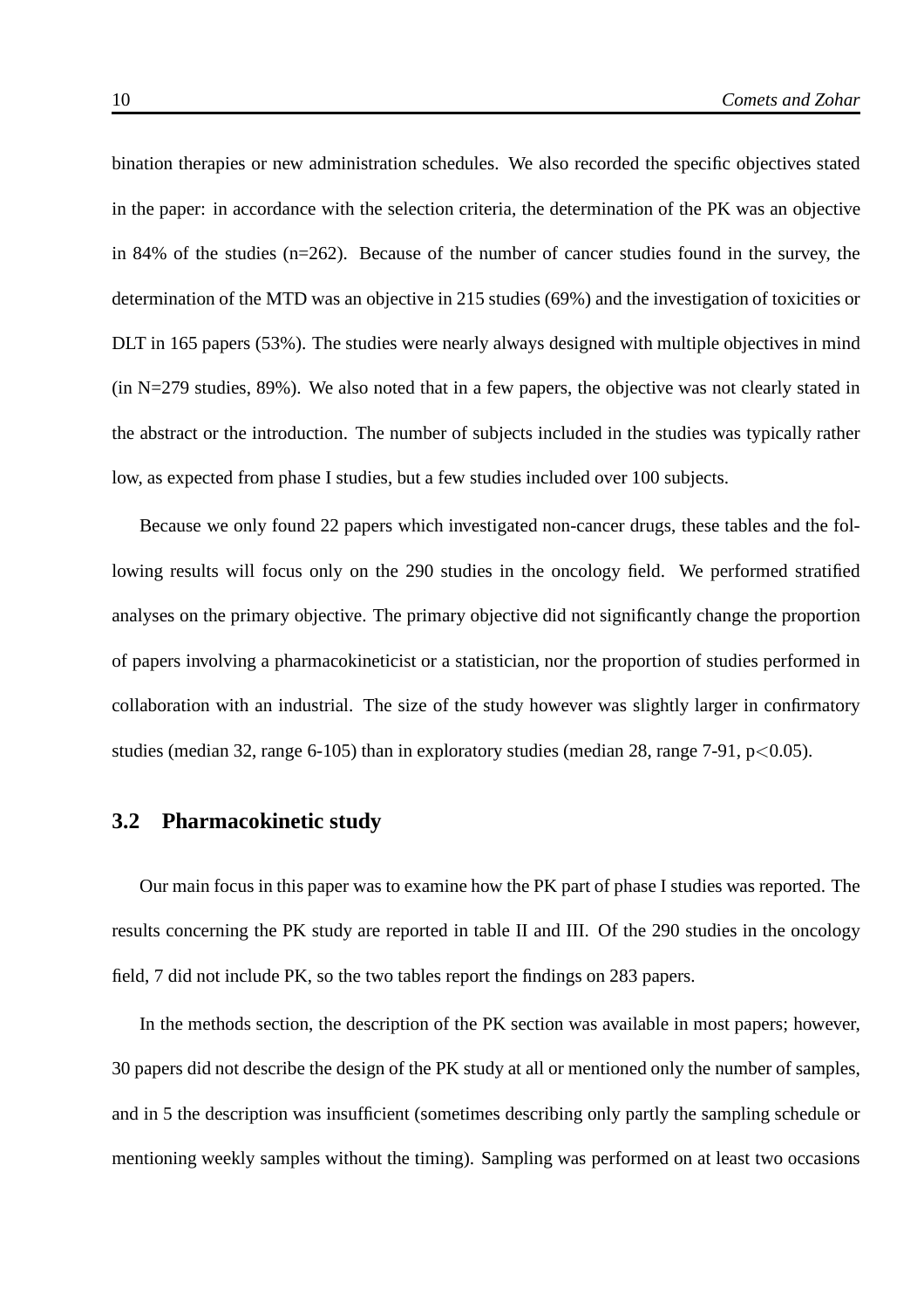bination therapies or new administration schedules. We also recorded the specific objectives stated in the paper: in accordance with the selection criteria, the determination of the PK was an objective in 84% of the studies (n=262). Because of the number of cancer studies found in the survey, the determination of the MTD was an objective in 215 studies (69%) and the investigation of toxicities or DLT in 165 papers (53%). The studies were nearly always designed with multiple objectives in mind (in N=279 studies, 89%). We also noted that in a few papers, the objective was not clearly stated in the abstract or the introduction. The number of subjects included in the studies was typically rather low, as expected from phase I studies, but a few studies included over 100 subjects.

Because we only found 22 papers which investigated non-cancer drugs, these tables and the following results will focus only on the 290 studies in the oncology field. We performed stratified analyses on the primary objective. The primary objective did not significantly change the proportion of papers involving a pharmacokineticist or a statistician, nor the proportion of studies performed in collaboration with an industrial. The size of the study however was slightly larger in confirmatory studies (median 32, range 6-105) than in exploratory studies (median 28, range 7-91, $p<0.05$).

## 3.2 Pharmacokinetic study

Our main focus in this paper was to examine how the PK part of phase I studies was reported. The results concerning the PK study are reported in table II and III. Of the 290 studies in the oncology field, 7 did not include PK, so the two tables report the findings on 283 papers.

In the methods section, the description of the PK section was available in most papers; however, 30 papers did not describe the design of the PK study at all or mentioned only the number of samples, and in 5 the description was insufficient (sometimes describing only partly the sampling schedule or mentioning weekly samples without the timing). Sampling was performed on at least two occasions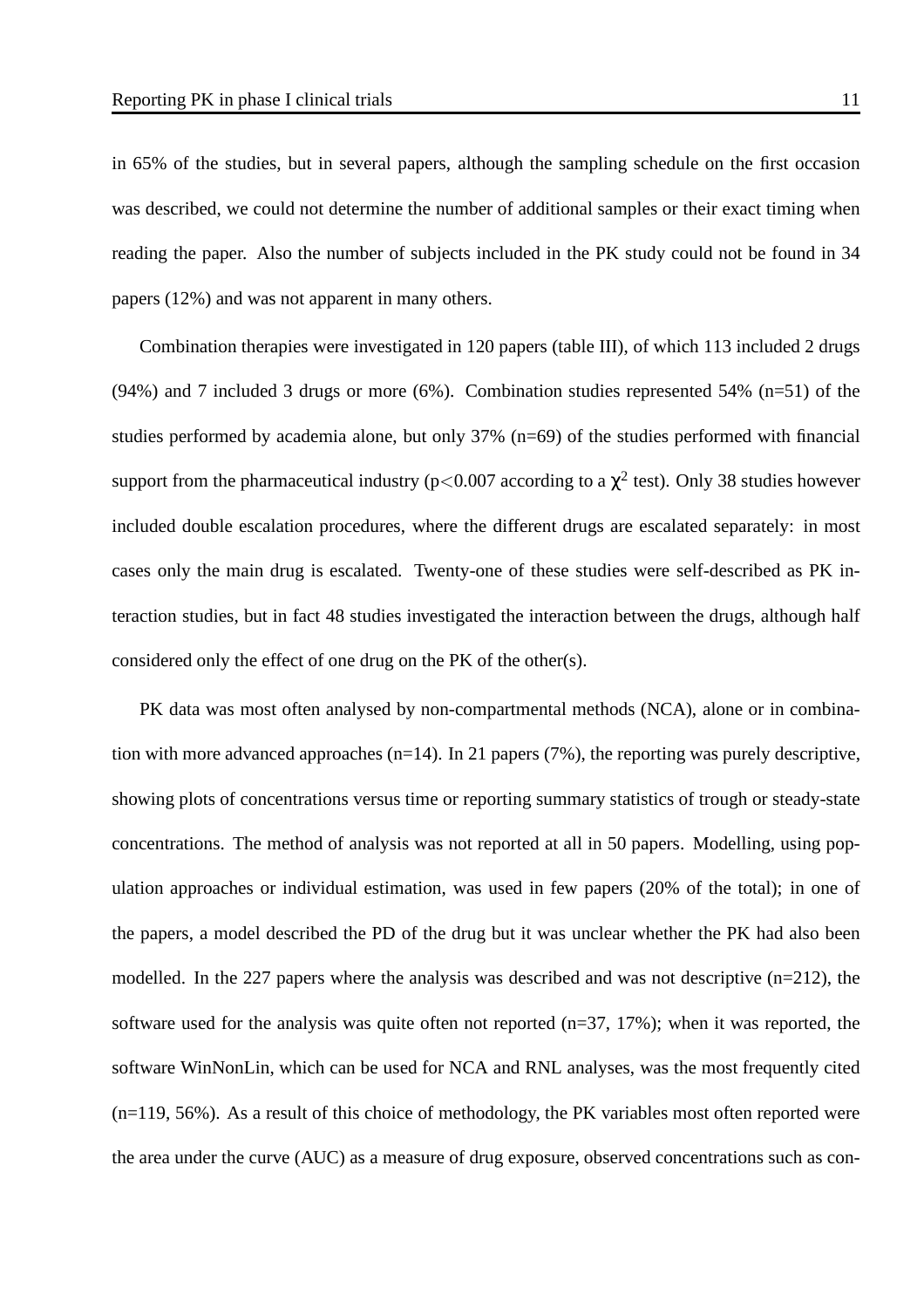in 65% of the studies, but in several papers, although the sampling schedule on the first occasion was described, we could not determine the number of additional samples or their exact timing when reading the paper. Also the number of subjects included in the PK study could not be found in 34 papers (12%) and was not apparent in many others.

Combination therapies were investigated in 120 papers (table III), of which 113 included 2 drugs (94%) and 7 included 3 drugs or more (6%). Combination studies represented 54% (n=51) of the studies performed by academia alone, but only 37% (n=69) of the studies performed with financial support from the pharmaceutical industry ($p<0.007$ according to a $\chi^2$ test). Only 38 studies however included double escalation procedures, where the different drugs are escalated separately: in most cases only the main drug is escalated. Twenty-one of these studies were self-described as PK interaction studies, but in fact 48 studies investigated the interaction between the drugs, although half considered only the effect of one drug on the PK of the other(s).

PK data was most often analysed by non-compartmental methods (NCA), alone or in combination with more advanced approaches (n=14). In 21 papers (7%), the reporting was purely descriptive, showing plots of concentrations versus time or reporting summary statistics of trough or steady-state concentrations. The method of analysis was not reported at all in 50 papers. Modelling, using population approaches or individual estimation, was used in few papers (20% of the total); in one of the papers, a model described the PD of the drug but it was unclear whether the PK had also been modelled. In the 227 papers where the analysis was described and was not descriptive (n=212), the software used for the analysis was quite often not reported (n=37, 17%); when it was reported, the software WinNonLin, which can be used for NCA and RNL analyses, was the most frequently cited (n=119, 56%). As a result of this choice of methodology, the PK variables most often reported were the area under the curve (AUC) as a measure of drug exposure, observed concentrations such as con-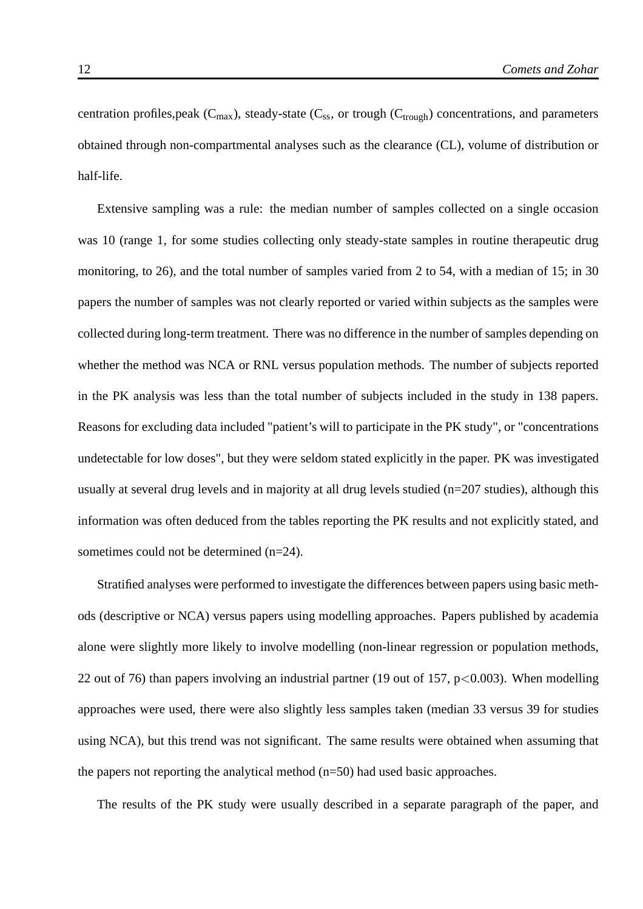centration profiles,peak ($C_{max}$), steady-state ($C_{ss}$, or trough ($C_{trough}$) concentrations, and parameters obtained through non-compartmental analyses such as the clearance (CL), volume of distribution or half-life.

Extensive sampling was a rule: the median number of samples collected on a single occasion was 10 (range 1, for some studies collecting only steady-state samples in routine therapeutic drug monitoring, to 26), and the total number of samples varied from 2 to 54, with a median of 15; in 30 papers the number of samples was not clearly reported or varied within subjects as the samples were collected during long-term treatment. There was no difference in the number of samples depending on whether the method was NCA or RNL versus population methods. The number of subjects reported in the PK analysis was less than the total number of subjects included in the study in 138 papers. Reasons for excluding data included "patient's will to participate in the PK study", or "concentrations undetectable for low doses", but they were seldom stated explicitly in the paper. PK was investigated usually at several drug levels and in majority at all drug levels studied (n=207 studies), although this information was often deduced from the tables reporting the PK results and not explicitly stated, and sometimes could not be determined (n=24).

Stratified analyses were performed to investigate the differences between papers using basic methods (descriptive or NCA) versus papers using modelling approaches. Papers published by academia alone were slightly more likely to involve modelling (non-linear regression or population methods, 22 out of 76) than papers involving an industrial partner (19 out of 157, $p<0.003$). When modelling approaches were used, there were also slightly less samples taken (median 33 versus 39 for studies using NCA), but this trend was not significant. The same results were obtained when assuming that the papers not reporting the analytical method (n=50) had used basic approaches.

The results of the PK study were usually described in a separate paragraph of the paper, and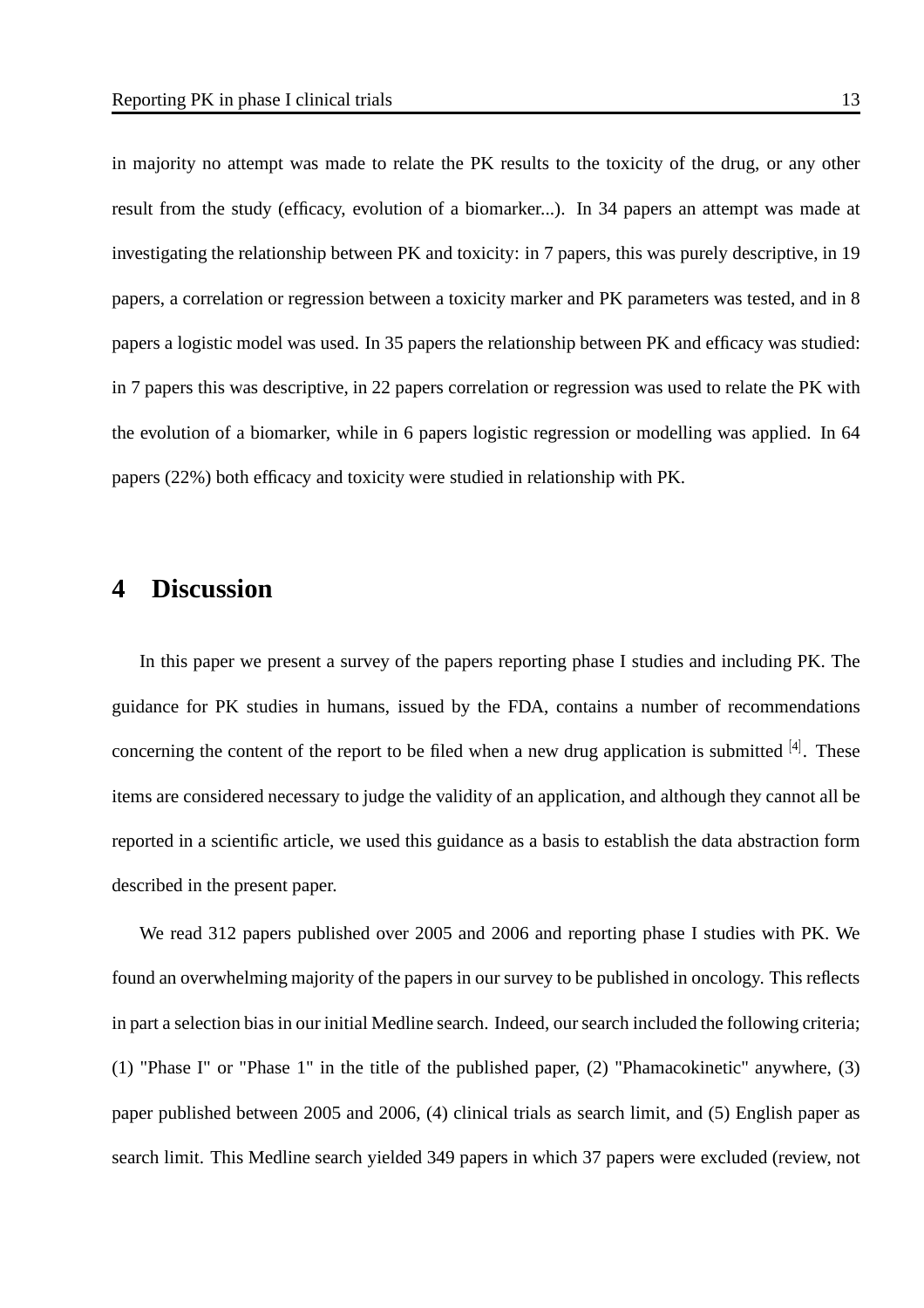in majority no attempt was made to relate the PK results to the toxicity of the drug, or any other result from the study (efficacy, evolution of a biomarker...). In 34 papers an attempt was made at investigating the relationship between PK and toxicity: in 7 papers, this was purely descriptive, in 19 papers, a correlation or regression between a toxicity marker and PK parameters was tested, and in 8 papers a logistic model was used. In 35 papers the relationship between PK and efficacy was studied: in 7 papers this was descriptive, in 22 papers correlation or regression was used to relate the PK with the evolution of a biomarker, while in 6 papers logistic regression or modelling was applied. In 64 papers (22%) both efficacy and toxicity were studied in relationship with PK.

# 4 Discussion

In this paper we present a survey of the papers reporting phase I studies and including PK. The guidance for PK studies in humans, issued by the FDA, contains a number of recommendations concerning the content of the report to be filed when a new drug application is submitted [4]. These items are considered necessary to judge the validity of an application, and although they cannot all be reported in a scientific article, we used this guidance as a basis to establish the data abstraction form described in the present paper.

We read 312 papers published over 2005 and 2006 and reporting phase I studies with PK. We found an overwhelming majority of the papers in our survey to be published in oncology. This reflects in part a selection bias in our initial Medline search. Indeed, our search included the following criteria; (1) "Phase I" or "Phase 1" in the title of the published paper, (2) "Phamacokinetic" anywhere, (3) paper published between 2005 and 2006, (4) clinical trials as search limit, and (5) English paper as search limit. This Medline search yielded 349 papers in which 37 papers were excluded (review, not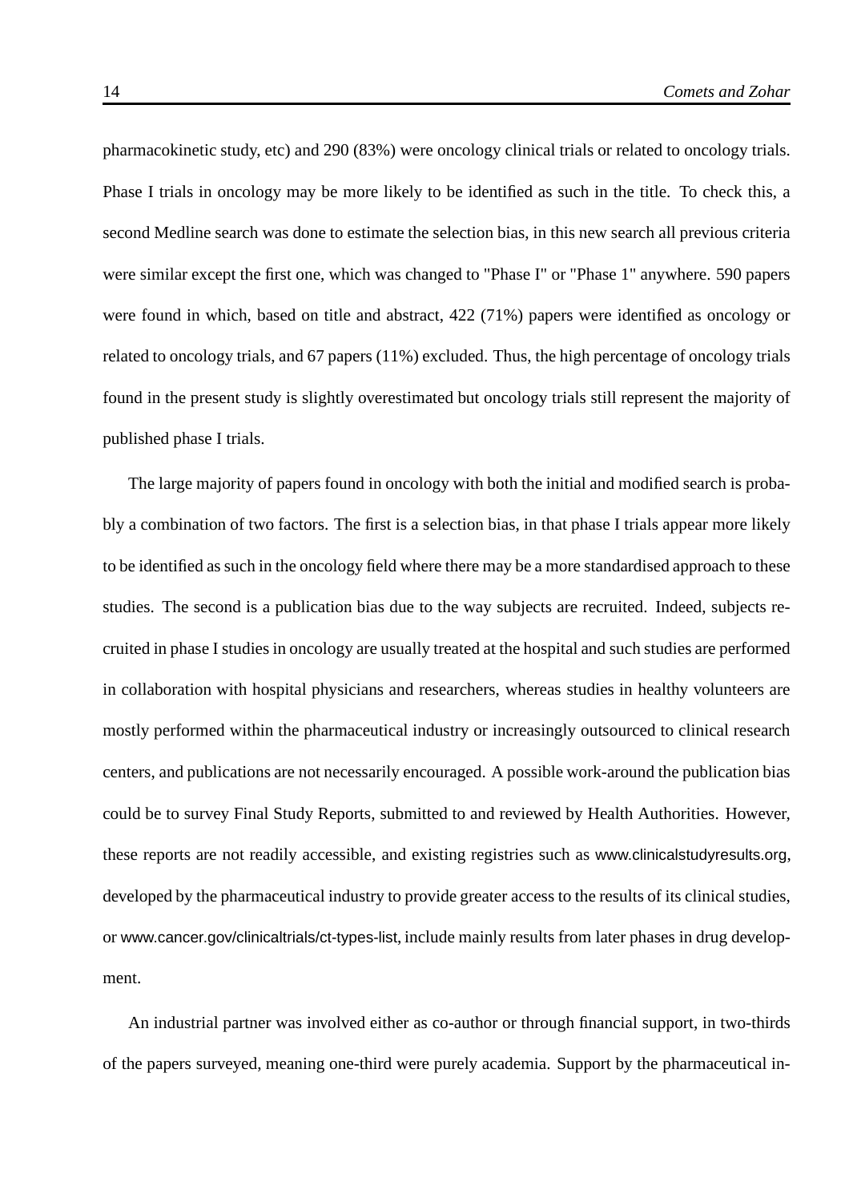pharmacokinetic study, etc) and 290 (83%) were oncology clinical trials or related to oncology trials. Phase I trials in oncology may be more likely to be identified as such in the title. To check this, a second Medline search was done to estimate the selection bias, in this new search all previous criteria were similar except the first one, which was changed to "Phase I" or "Phase 1" anywhere. 590 papers were found in which, based on title and abstract, 422 (71%) papers were identified as oncology or related to oncology trials, and 67 papers (11%) excluded. Thus, the high percentage of oncology trials found in the present study is slightly overestimated but oncology trials still represent the majority of published phase I trials.

The large majority of papers found in oncology with both the initial and modified search is probably a combination of two factors. The first is a selection bias, in that phase I trials appear more likely to be identified as such in the oncology field where there may be a more standardised approach to these studies. The second is a publication bias due to the way subjects are recruited. Indeed, subjects recruited in phase I studies in oncology are usually treated at the hospital and such studies are performed in collaboration with hospital physicians and researchers, whereas studies in healthy volunteers are mostly performed within the pharmaceutical industry or increasingly outsourced to clinical research centers, and publications are not necessarily encouraged. A possible work-around the publication bias could be to survey Final Study Reports, submitted to and reviewed by Health Authorities. However, these reports are not readily accessible, and existing registries such as www.clinicalstudyresults.org, developed by the pharmaceutical industry to provide greater access to the results of its clinical studies, or www.cancer.gov/clinicaltrials/ct-types-list, include mainly results from later phases in drug development.

An industrial partner was involved either as co-author or through financial support, in two-thirds of the papers surveyed, meaning one-third were purely academia. Support by the pharmaceutical in-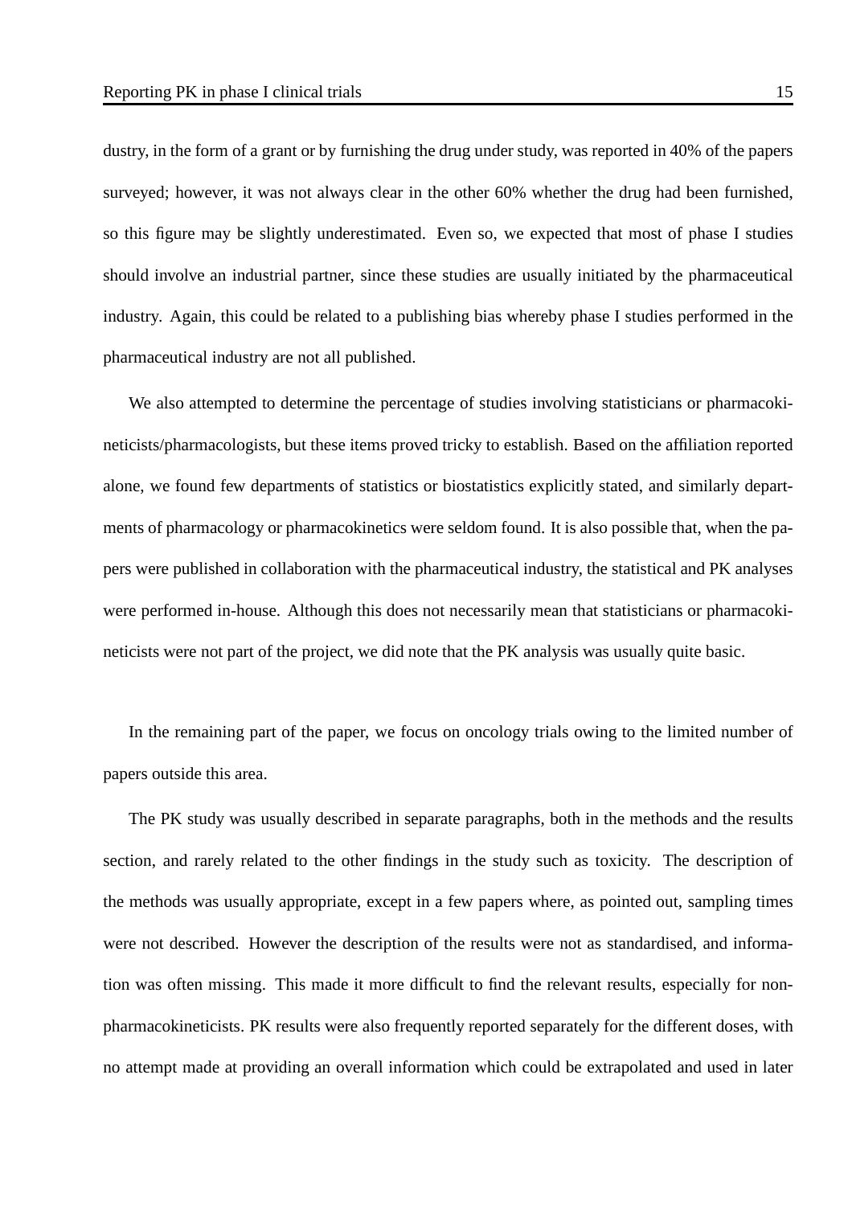dustry, in the form of a grant or by furnishing the drug under study, was reported in 40% of the papers surveyed; however, it was not always clear in the other 60% whether the drug had been furnished, so this figure may be slightly underestimated. Even so, we expected that most of phase I studies should involve an industrial partner, since these studies are usually initiated by the pharmaceutical industry. Again, this could be related to a publishing bias whereby phase I studies performed in the pharmaceutical industry are not all published.

We also attempted to determine the percentage of studies involving statisticians or pharmacokineticists/pharmacologists, but these items proved tricky to establish. Based on the affiliation reported alone, we found few departments of statistics or biostatistics explicitly stated, and similarly departments of pharmacology or pharmacokinetics were seldom found. It is also possible that, when the papers were published in collaboration with the pharmaceutical industry, the statistical and PK analyses were performed in-house. Although this does not necessarily mean that statisticians or pharmacokineticists were not part of the project, we did note that the PK analysis was usually quite basic.

In the remaining part of the paper, we focus on oncology trials owing to the limited number of papers outside this area.

The PK study was usually described in separate paragraphs, both in the methods and the results section, and rarely related to the other findings in the study such as toxicity. The description of the methods was usually appropriate, except in a few papers where, as pointed out, sampling times were not described. However the description of the results were not as standardised, and information was often missing. This made it more difficult to find the relevant results, especially for non-pharmacokineticists. PK results were also frequently reported separately for the different doses, with no attempt made at providing an overall information which could be extrapolated and used in later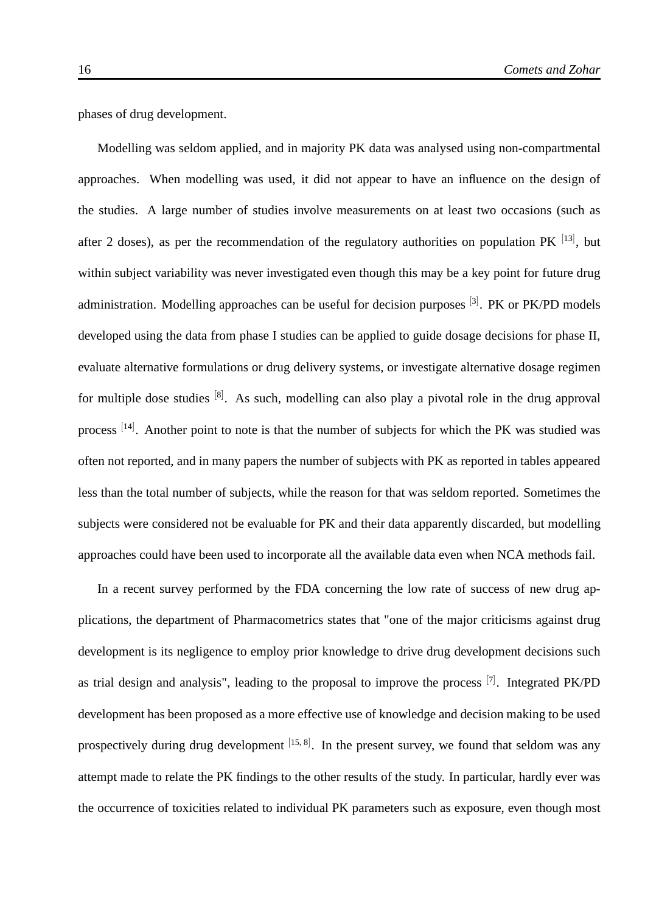phases of drug development.

Modelling was seldom applied, and in majority PK data was analysed using non-compartmental approaches. When modelling was used, it did not appear to have an influence on the design of the studies. A large number of studies involve measurements on at least two occasions (such as after 2 doses), as per the recommendation of the regulatory authorities on population PK [13], but within subject variability was never investigated even though this may be a key point for future drug administration. Modelling approaches can be useful for decision purposes [3]. PK or PK/PD models developed using the data from phase I studies can be applied to guide dosage decisions for phase II, evaluate alternative formulations or drug delivery systems, or investigate alternative dosage regimen for multiple dose studies [8]. As such, modelling can also play a pivotal role in the drug approval process [14]. Another point to note is that the number of subjects for which the PK was studied was often not reported, and in many papers the number of subjects with PK as reported in tables appeared less than the total number of subjects, while the reason for that was seldom reported. Sometimes the subjects were considered not be evaluable for PK and their data apparently discarded, but modelling approaches could have been used to incorporate all the available data even when NCA methods fail.

In a recent survey performed by the FDA concerning the low rate of success of new drug applications, the department of Pharmacometrics states that "one of the major criticisms against drug development is its negligence to employ prior knowledge to drive drug development decisions such as trial design and analysis", leading to the proposal to improve the process [7]. Integrated PK/PD development has been proposed as a more effective use of knowledge and decision making to be used prospectively during drug development [15, 8]. In the present survey, we found that seldom was any attempt made to relate the PK findings to the other results of the study. In particular, hardly ever was the occurrence of toxicities related to individual PK parameters such as exposure, even though most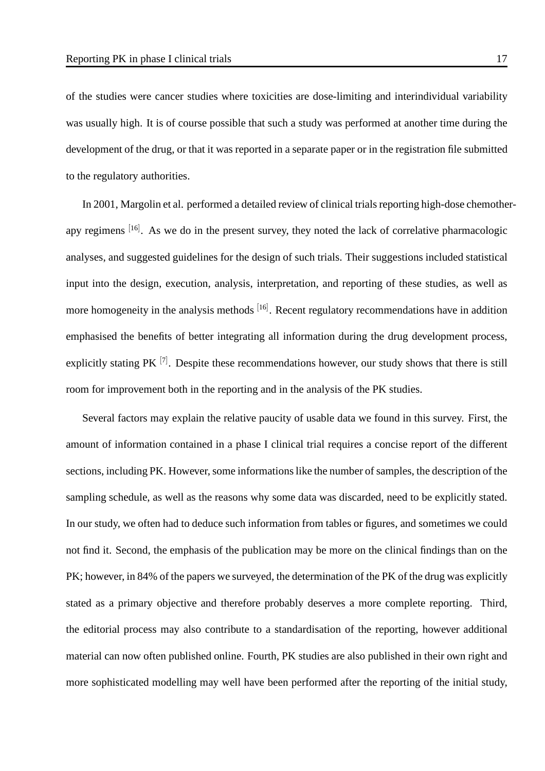of the studies were cancer studies where toxicities are dose-limiting and interindividual variability was usually high. It is of course possible that such a study was performed at another time during the development of the drug, or that it was reported in a separate paper or in the registration file submitted to the regulatory authorities.

In 2001, Margolin et al. performed a detailed review of clinical trials reporting high-dose chemotherapy regimens [16]. As we do in the present survey, they noted the lack of correlative pharmacologic analyses, and suggested guidelines for the design of such trials. Their suggestions included statistical input into the design, execution, analysis, interpretation, and reporting of these studies, as well as more homogeneity in the analysis methods [16]. Recent regulatory recommendations have in addition emphasised the benefits of better integrating all information during the drug development process, explicitly stating PK [7]. Despite these recommendations however, our study shows that there is still room for improvement both in the reporting and in the analysis of the PK studies.

Several factors may explain the relative paucity of usable data we found in this survey. First, the amount of information contained in a phase I clinical trial requires a concise report of the different sections, including PK. However, some informations like the number of samples, the description of the sampling schedule, as well as the reasons why some data was discarded, need to be explicitly stated. In our study, we often had to deduce such information from tables or figures, and sometimes we could not find it. Second, the emphasis of the publication may be more on the clinical findings than on the PK; however, in 84% of the papers we surveyed, the determination of the PK of the drug was explicitly stated as a primary objective and therefore probably deserves a more complete reporting. Third, the editorial process may also contribute to a standardisation of the reporting, however additional material can now often published online. Fourth, PK studies are also published in their own right and more sophisticated modelling may well have been performed after the reporting of the initial study,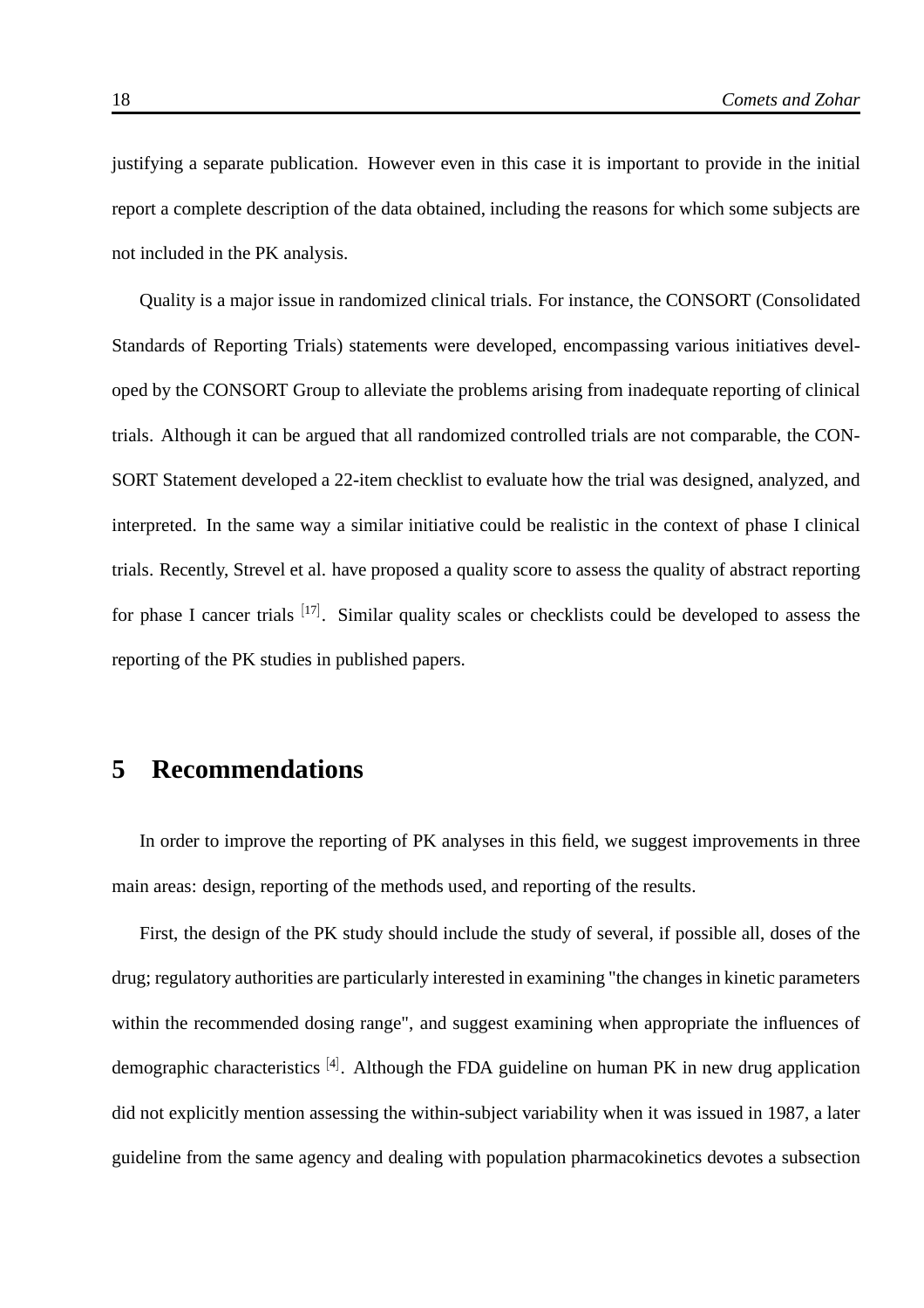justifying a separate publication. However even in this case it is important to provide in the initial report a complete description of the data obtained, including the reasons for which some subjects are not included in the PK analysis.

Quality is a major issue in randomized clinical trials. For instance, the CONSORT (Consolidated Standards of Reporting Trials) statements were developed, encompassing various initiatives developed by the CONSORT Group to alleviate the problems arising from inadequate reporting of clinical trials. Although it can be argued that all randomized controlled trials are not comparable, the CONSORT Statement developed a 22-item checklist to evaluate how the trial was designed, analyzed, and interpreted. In the same way a similar initiative could be realistic in the context of phase I clinical trials. Recently, Strevel et al. have proposed a quality score to assess the quality of abstract reporting for phase I cancer trials [17]. Similar quality scales or checklists could be developed to assess the reporting of the PK studies in published papers.

# 5 Recommendations

In order to improve the reporting of PK analyses in this field, we suggest improvements in three main areas: design, reporting of the methods used, and reporting of the results.

First, the design of the PK study should include the study of several, if possible all, doses of the drug; regulatory authorities are particularly interested in examining "the changes in kinetic parameters within the recommended dosing range", and suggest examining when appropriate the influences of demographic characteristics [4]. Although the FDA guideline on human PK in new drug application did not explicitly mention assessing the within-subject variability when it was issued in 1987, a later guideline from the same agency and dealing with population pharmacokinetics devotes a subsection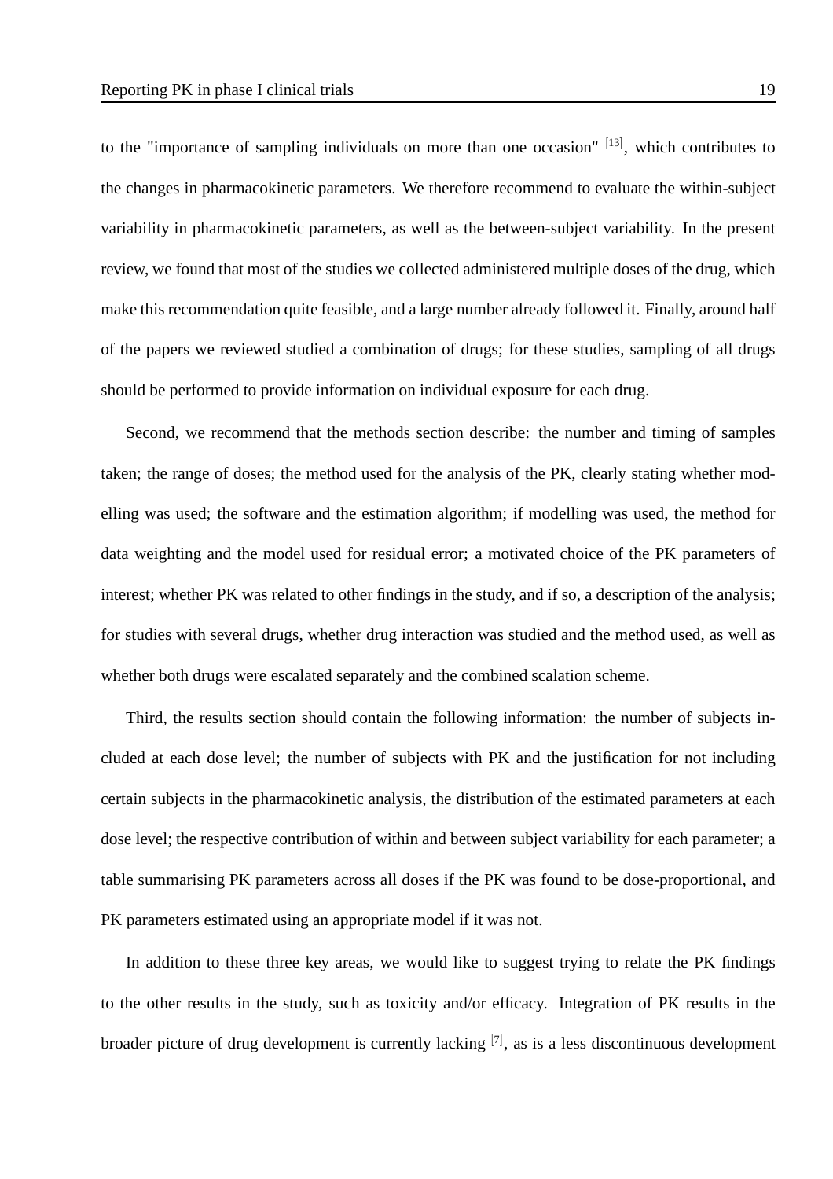to the "importance of sampling individuals on more than one occasion" [13], which contributes to the changes in pharmacokinetic parameters. We therefore recommend to evaluate the within-subject variability in pharmacokinetic parameters, as well as the between-subject variability. In the present review, we found that most of the studies we collected administered multiple doses of the drug, which make this recommendation quite feasible, and a large number already followed it. Finally, around half of the papers we reviewed studied a combination of drugs; for these studies, sampling of all drugs should be performed to provide information on individual exposure for each drug.

Second, we recommend that the methods section describe: the number and timing of samples taken; the range of doses; the method used for the analysis of the PK, clearly stating whether modelling was used; the software and the estimation algorithm; if modelling was used, the method for data weighting and the model used for residual error; a motivated choice of the PK parameters of interest; whether PK was related to other findings in the study, and if so, a description of the analysis; for studies with several drugs, whether drug interaction was studied and the method used, as well as whether both drugs were escalated separately and the combined scalation scheme.

Third, the results section should contain the following information: the number of subjects included at each dose level; the number of subjects with PK and the justification for not including certain subjects in the pharmacokinetic analysis, the distribution of the estimated parameters at each dose level; the respective contribution of within and between subject variability for each parameter; a table summarising PK parameters across all doses if the PK was found to be dose-proportional, and PK parameters estimated using an appropriate model if it was not.

In addition to these three key areas, we would like to suggest trying to relate the PK findings to the other results in the study, such as toxicity and/or efficacy. Integration of PK results in the broader picture of drug development is currently lacking [7], as is a less discontinuous development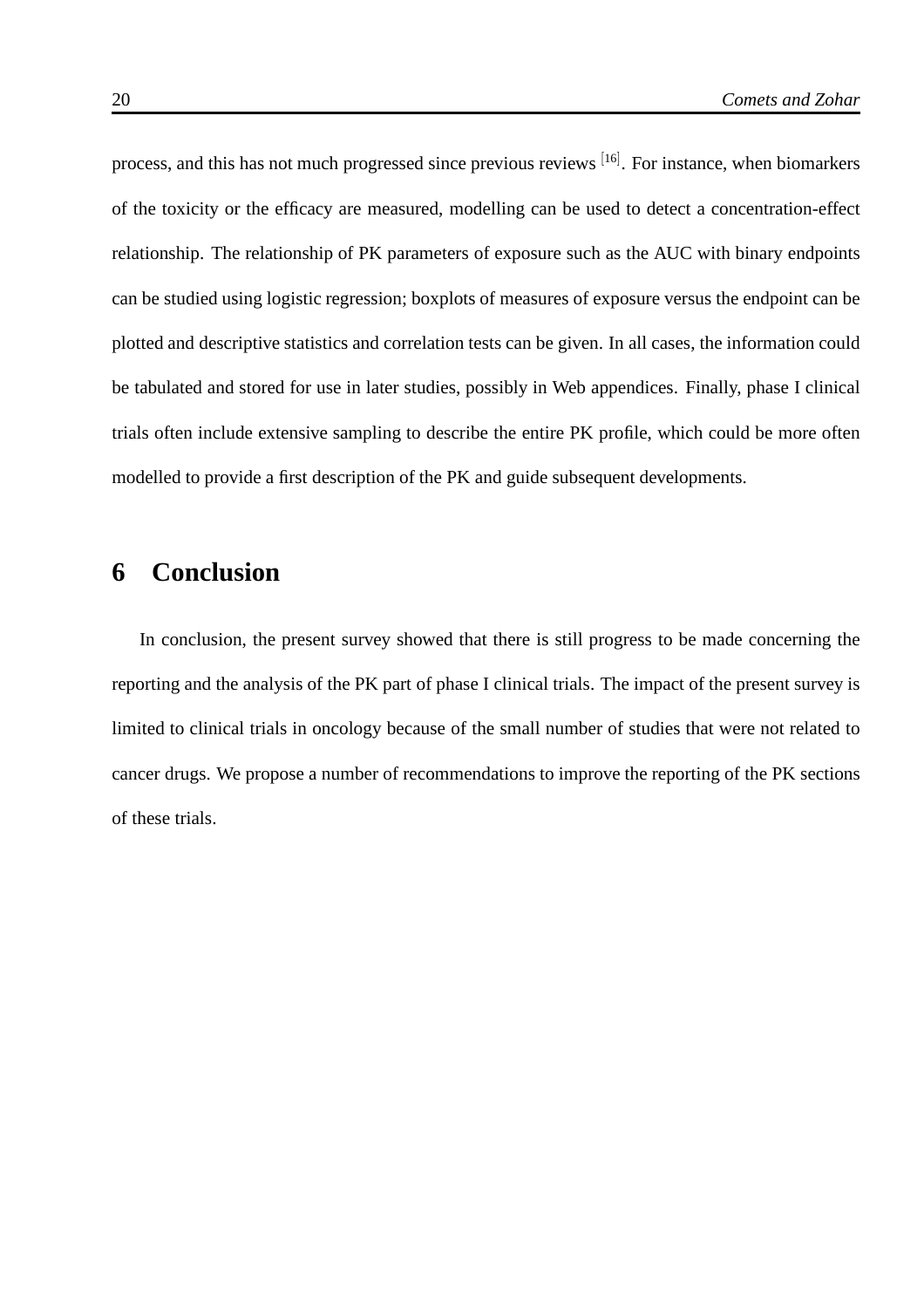process, and this has not much progressed since previous reviews [16]. For instance, when biomarkers of the toxicity or the efficacy are measured, modelling can be used to detect a concentration-effect relationship. The relationship of PK parameters of exposure such as the AUC with binary endpoints can be studied using logistic regression; boxplots of measures of exposure versus the endpoint can be plotted and descriptive statistics and correlation tests can be given. In all cases, the information could be tabulated and stored for use in later studies, possibly in Web appendices. Finally, phase I clinical trials often include extensive sampling to describe the entire PK profile, which could be more often modelled to provide a first description of the PK and guide subsequent developments.

# 6 Conclusion

In conclusion, the present survey showed that there is still progress to be made concerning the reporting and the analysis of the PK part of phase I clinical trials. The impact of the present survey is limited to clinical trials in oncology because of the small number of studies that were not related to cancer drugs. We propose a number of recommendations to improve the reporting of the PK sections of these trials.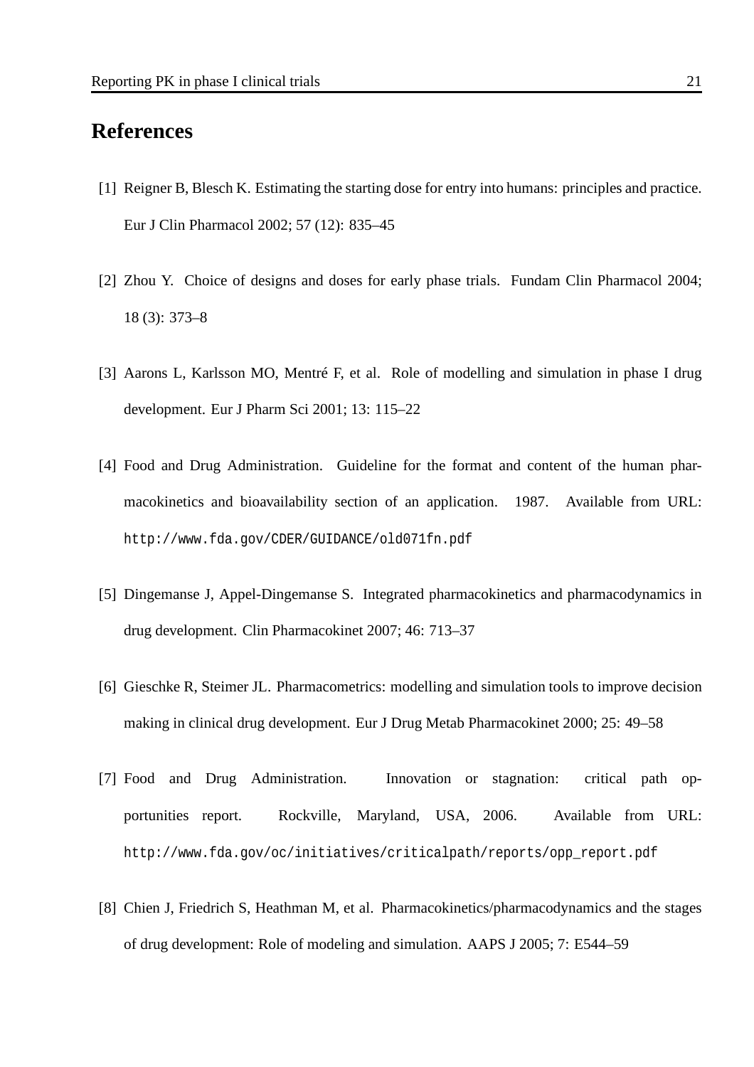# References

[1] Reigner B, Blesch K. Estimating the starting dose for entry into humans: principles and practice. Eur J Clin Pharmacol 2002; 57 (12): 835–45

[2] Zhou Y. Choice of designs and doses for early phase trials. Fundam Clin Pharmacol 2004; 18 (3): 373–8

[3] Aarons L, Karlsson MO, Mentré F, et al. Role of modelling and simulation in phase I drug development. Eur J Pharm Sci 2001; 13: 115–22

[4] Food and Drug Administration. Guideline for the format and content of the human pharmacokinetics and bioavailability section of an application. 1987. Available from URL: http://www.fda.gov/CDER/GUIDANCE/old071fn.pdf

[5] Dingemanse J, Appel-Dingemanse S. Integrated pharmacokinetics and pharmacodynamics in drug development. Clin Pharmacokinet 2007; 46: 713–37

[6] Gieschke R, Steimer JL. Pharmacometrics: modelling and simulation tools to improve decision making in clinical drug development. Eur J Drug Metab Pharmacokinet 2000; 25: 49–58

[7] Food and Drug Administration. Innovation or stagnation: critical path opportunities report. Rockville, Maryland, USA, 2006. Available from URL: http://www.fda.gov/oc/initiatives/criticalpath/reports/opp_report.pdf

[8] Chien J, Friedrich S, Heathman M, et al. Pharmacokinetics/pharmacodynamics and the stages of drug development: Role of modeling and simulation. AAPS J 2005; 7: E544–59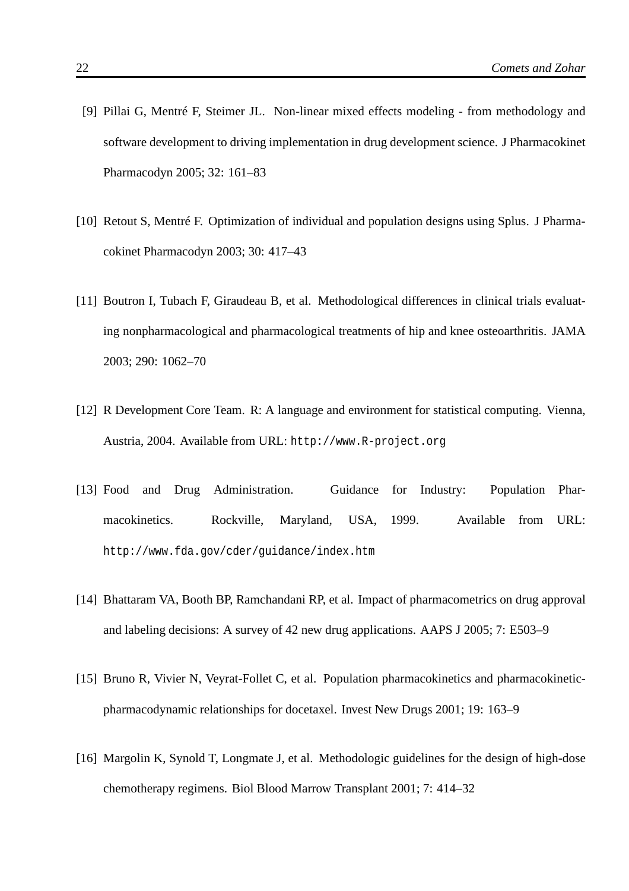[9] Pillai G, Mentré F, Steimer JL. Non-linear mixed effects modeling - from methodology and software development to driving implementation in drug development science. J Pharmacokinet Pharmacodyn 2005; 32: 161–83

[10] Retout S, Mentré F. Optimization of individual and population designs using Splus. J Pharmacokinet Pharmacodyn 2003; 30: 417–43

[11] Boutron I, Tubach F, Giraudeau B, et al. Methodological differences in clinical trials evaluating nonpharmacological and pharmacological treatments of hip and knee osteoarthritis. JAMA 2003; 290: 1062–70

[12] R Development Core Team. R: A language and environment for statistical computing. Vienna, Austria, 2004. Available from URL: `http://www.R-project.org`

[13] Food and Drug Administration. Guidance for Industry: Population Pharmacokinetics. Rockville, Maryland, USA, 1999. Available from URL: `http://www.fda.gov/cder/guidance/index.htm`

[14] Bhattaram VA, Booth BP, Ramchandani RP, et al. Impact of pharmacometrics on drug approval and labeling decisions: A survey of 42 new drug applications. AAPS J 2005; 7: E503–9

[15] Bruno R, Vivier N, Veyrat-Follet C, et al. Population pharmacokinetics and pharmacokinetic-pharmacodynamic relationships for docetaxel. Invest New Drugs 2001; 19: 163–9

[16] Margolin K, Synold T, Longmate J, et al. Methodologic guidelines for the design of high-dose chemotherapy regimens. Biol Blood Marrow Transplant 2001; 7: 414–32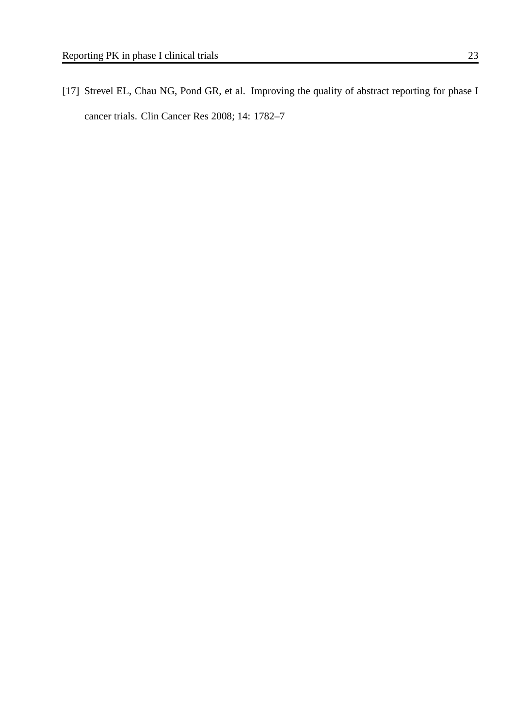[17] Strevel EL, Chau NG, Pond GR, et al. Improving the quality of abstract reporting for phase I cancer trials. Clin Cancer Res 2008; 14: 1782–7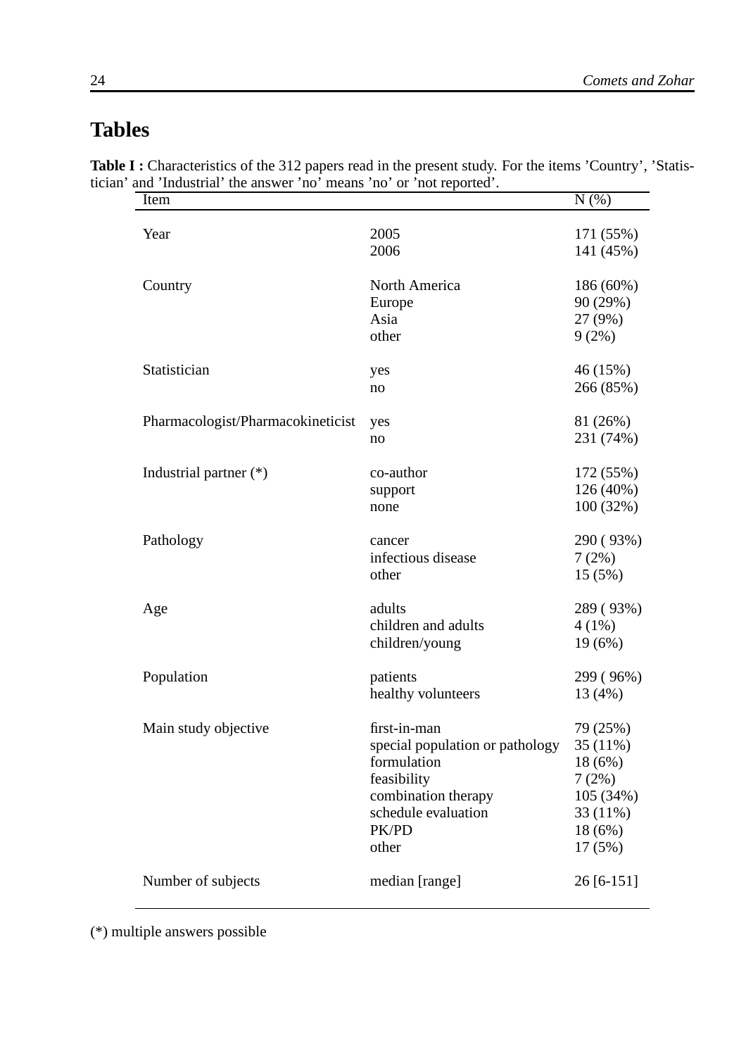# Tables

**Table I :** Characteristics of the 312 papers read in the present study. For the items 'Country', 'Statistician' and 'Industrial' the answer 'no' means 'no' or 'not reported'.

| Item | | N (%) |
|---|---|---|
| Year | 2005 | 171 (55%) |
| | 2006 | 141 (45%) |
| Country | North America | 186 (60%) |
| | Europe | 90 (29%) |
| | Asia | 27 (9%) |
| | other | 9 (2%) |
| Statistician | yes | 46 (15%) |
| | no | 266 (85%) |
| Pharmacologist/Pharmacokineticist | yes | 81 (26%) |
| | no | 231 (74%) |
| Industrial partner (*) | co-author | 172 (55%) |
| | support | 126 (40%) |
| | none | 100 (32%) |
| Pathology | cancer | 290 ( 93%) |
| | infectious disease | 7 (2%) |
| | other | 15 (5%) |
| Age | adults | 289 ( 93%) |
| | children and adults | 4 (1%) |
| | children/young | 19 (6%) |
| Population | patients | 299 ( 96%) |
| | healthy volunteers | 13 (4%) |
| Main study objective | first-in-man | 79 (25%) |
| | special population or pathology | 35 (11%) |
| | formulation | 18 (6%) |
| | feasibility | 7 (2%) |
| | combination therapy | 105 (34%) |
| | schedule evaluation | 33 (11%) |
| | PK/PD | 18 (6%) |
| | other | 17 (5%) |
| Number of subjects | median [range] | 26 [6-151] |

(*) multiple answers possible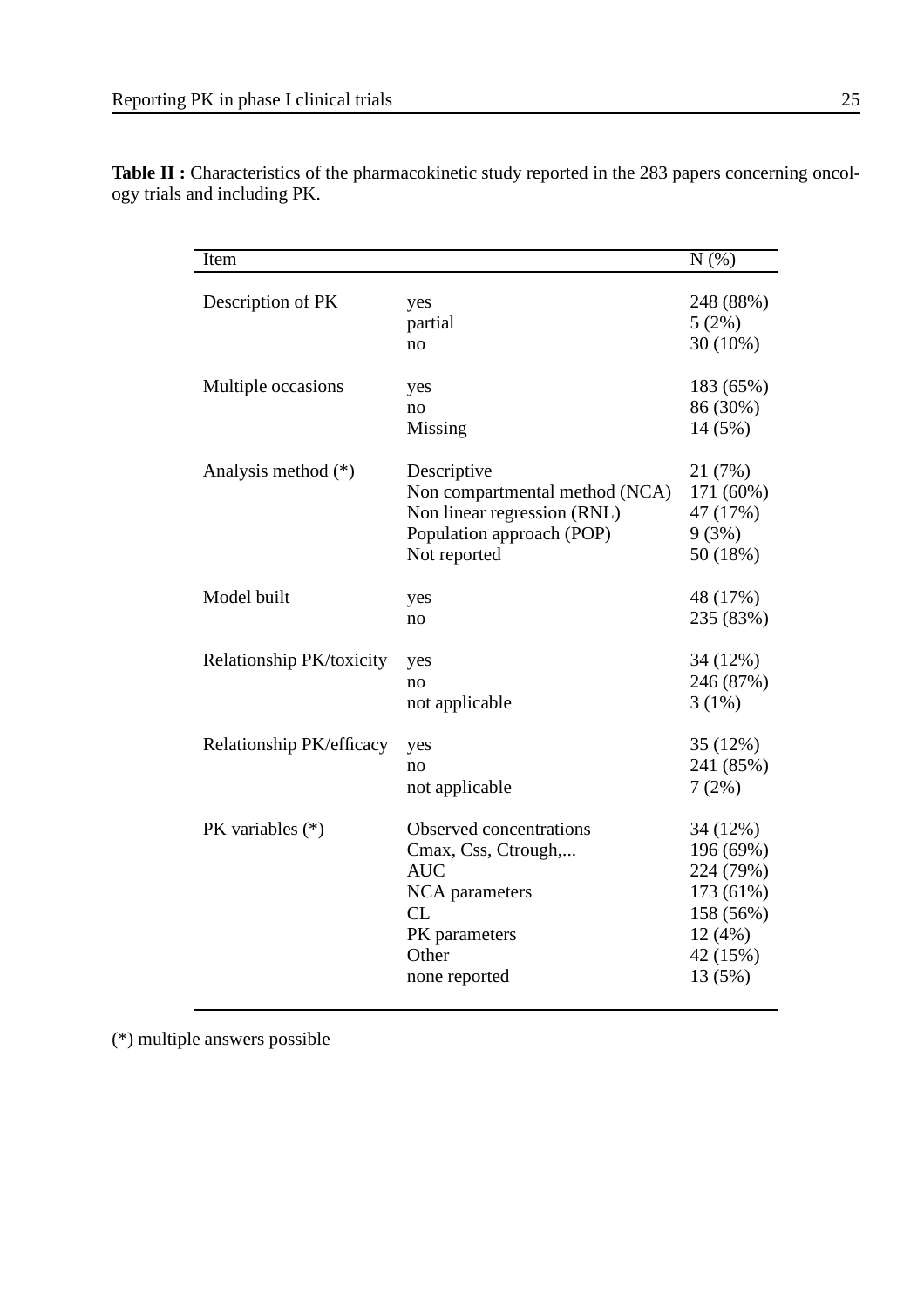**Table II :** Characteristics of the pharmacokinetic study reported in the 283 papers concerning oncology trials and including PK.

| Item | | N (%) |
|---|---|---|
| Description of PK | yes | 248 (88%) |
| | partial | 5 (2%) |
| | no | 30 (10%) |
| Multiple occasions | yes | 183 (65%) |
| | no | 86 (30%) |
| | Missing | 14 (5%) |
| Analysis method (*) | Descriptive | 21 (7%) |
| | Non compartmental method (NCA) | 171 (60%) |
| | Non linear regression (RNL) | 47 (17%) |
| | Population approach (POP) | 9 (3%) |
| | Not reported | 50 (18%) |
| Model built | yes | 48 (17%) |
| | no | 235 (83%) |
| Relationship PK/toxicity | yes | 34 (12%) |
| | no | 246 (87%) |
| | not applicable | 3 (1%) |
| Relationship PK/efficacy | yes | 35 (12%) |
| | no | 241 (85%) |
| | not applicable | 7 (2%) |
| PK variables (*) | Observed concentrations | 34 (12%) |
| | Cmax, Css, Ctrough,... | 196 (69%) |
| | AUC | 224 (79%) |
| | NCA parameters | 173 (61%) |
| | CL | 158 (56%) |
| | PK parameters | 12 (4%) |
| | Other | 42 (15%) |
| | none reported | 13 (5%) |

(*) multiple answers possible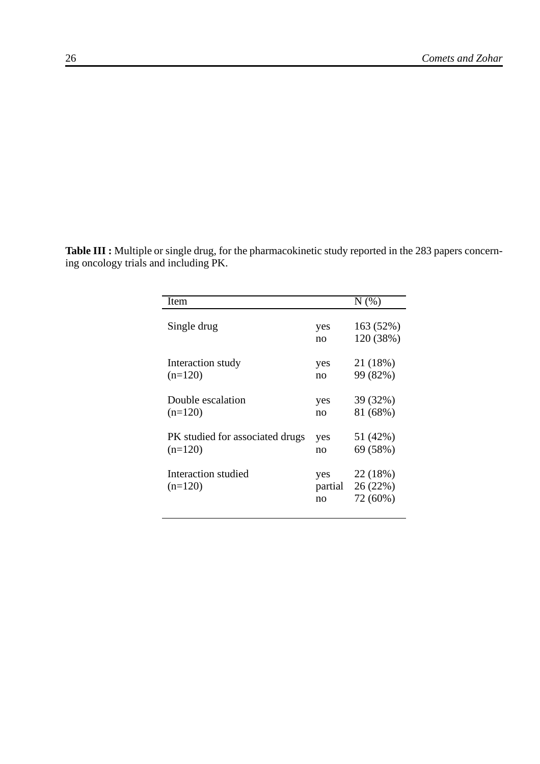**Table III :** Multiple or single drug, for the pharmacokinetic study reported in the 283 papers concerning oncology trials and including PK.

| Item | | N (%) |
|---|---|---|
| Single drug | yes | 163 (52%) |
| | no | 120 (38%) |
| Interaction study | yes | 21 (18%) |
| (n=120) | no | 99 (82%) |
| Double escalation | yes | 39 (32%) |
| (n=120) | no | 81 (68%) |
| PK studied for associated drugs | yes | 51 (42%) |
| (n=120) | no | 69 (58%) |
| Interaction studied | yes | 22 (18%) |
| (n=120) | partial | 26 (22%) |
| | no | 72 (60%) |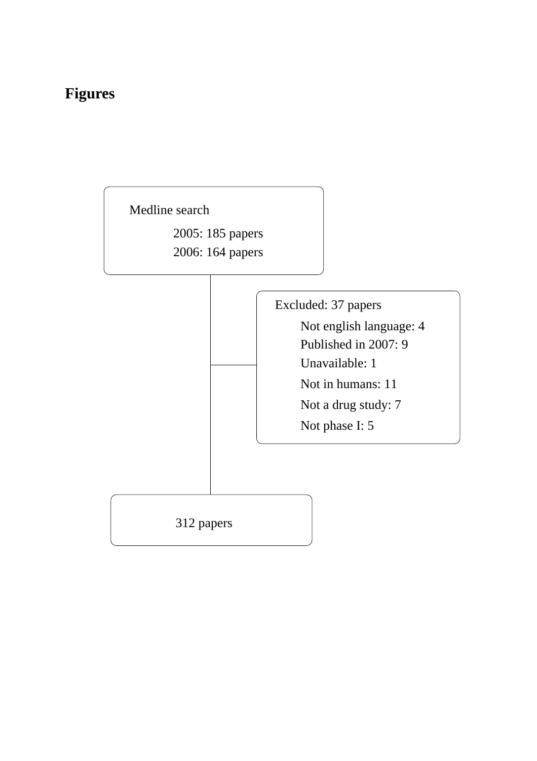# Figures

Medline search

2005: 185 papers

2006: 164 papers

Excluded: 37 papers

Not english language: 4

Published in 2007: 9

Unavailable: 1

Not in humans: 11

Not a drug study: 7

Not phase I: 5

312 papers